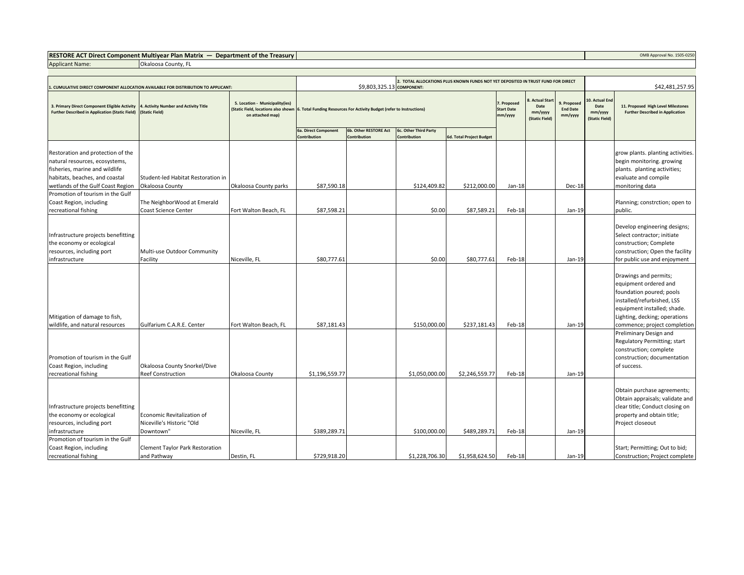| RESTORE ACT Direct Component Multiyear Plan Matrix — Department of the Treasury | | | | | | | | | | | | | OMB Approval No. 1505-0250 |
|---|---|---|---|---|---|---|---|---|---|---|---|---|---|
| Applicant Name: | Okaloosa County, FL | | | | | | | | | | | | |
| 1. CUMULATIVE DIRECT COMPONENT ALLOCATION AVAILABLE FOR DISTRIBUTION TO APPLICANT: | | | $9,803,325.13 | | 2. TOTAL ALLOCATIONS PLUS KNOWN FUNDS NOT YET DEPOSITED IN TRUST FUND FOR DIRECT COMPONENT: | | | | | | | $42,481,257.95 | |
| 3. Primary Direct Component Eligible Activity Further Described in Application (Static Field) | 4. Activity Number and Activity Title (Static Field) | 5. Location - Municipality(ies) (Static Field, locations also shown on attached map) | 6. Total Funding Resources For Activity Budget (refer to Instructions) | | | | 7. Proposed Start Date mm/yyyy | 8. Actual Start Date mm/yyyy (Static Field) | 9. Proposed End Date mm/yyyy | 10. Actual End Date mm/yyyy (Static Field) | 11. Proposed High Level Milestones Further Described in Application | | |
| | | | 6a. Direct Component Contribution | 6b. Other RESTORE Act Contribution | 6c. Other Third Party Contribution | 6d. Total Project Budget | | | | | | | |
| Restoration and protection of the natural resources, ecosystems, fisheries, marine and wildlife habitats, beaches, and coastal wetlands of the Gulf Coast Region | Student-led Habitat Restoration in Okaloosa County | Okaloosa County parks | $87,590.18 | | $124,409.82 | $212,000.00 | Jan-18 | | Dec-18 | | grow plants. planting activities. begin monitoring. growing plants. planting activities; evaluate and compile monitoring data | | |
| Promotion of tourism in the Gulf Coast Region, including recreational fishing | The NeighborWood at Emerald Coast Science Center | Fort Walton Beach, FL | $87,598.21 | | $0.00 | $87,589.21 | Feb-18 | | Jan-19 | | Planning; constrction; open to public. | | |
| Infrastructure projects benefitting the economy or ecological resources, including port infrastructure | Multi-use Outdoor Community Facility | Niceville, FL | $80,777.61 | | $0.00 | $80,777.61 | Feb-18 | | Jan-19 | | Develop engineering designs; Select contractor; initiate construction; Complete construction; Open the facility for public use and enjoyment | | |
| Mitigation of damage to fish, wildlife, and natural resources | Gulfarium C.A.R.E. Center | Fort Walton Beach, FL | $87,181.43 | | $150,000.00 | $237,181.43 | Feb-18 | | Jan-19 | | Drawings and permits; equipment ordered and foundation poured; pools installed/refurbished, LSS equipment installed; shade. Lighting, decking; operations commence; project completion | | |
| Promotion of tourism in the Gulf Coast Region, including recreational fishing | Okaloosa County Snorkel/Dive Reef Construction | Okaloosa County | $1,196,559.77 | | $1,050,000.00 | $2,246,559.77 | Feb-18 | | Jan-19 | | Preliminary Design and Regulatory Permitting; start construction; complete construction; documentation of success. | | |
| Infrastructure projects benefitting the economy or ecological resources, including port infrastructure | Economic Revitalization of Niceville's Historic "Old Downtown" | Niceville, FL | $389,289.71 | | $100,000.00 | $489,289.71 | Feb-18 | | Jan-19 | | Obtain purchase agreements; Obtain appraisals; validate and clear title; Conduct closing on property and obtain title; Project closeout | | |
| Promotion of tourism in the Gulf Coast Region, including recreational fishing | Clement Taylor Park Restoration and Pathway | Destin, FL | $729,918.20 | | $1,228,706.30 | $1,958,624.50 | Feb-18 | | Jan-19 | | Start; Permitting; Out to bid; Construction; Project complete | | |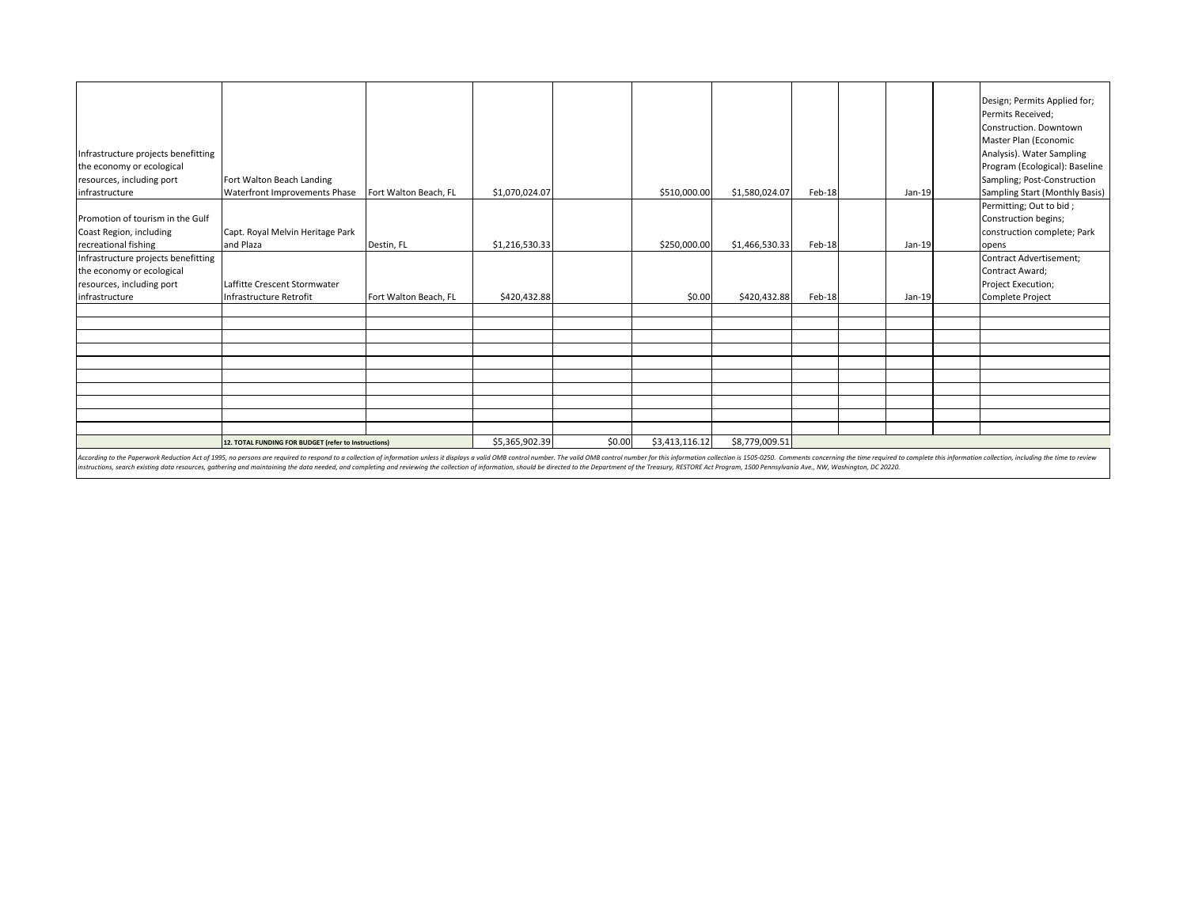| | | | | | | | | | | | |
|---|---|---|---|---|---|---|---|---|---|---|---|
| Infrastructure projects benefitting the economy or ecological resources, including port infrastructure | Fort Walton Beach Landing Waterfront Improvements Phase | Fort Walton Beach, FL | $1,070,024.07 | | $510,000.00 | $1,580,024.07 | Feb-18 | | Jan-19 | | Design; Permits Applied for; Permits Received; Construction. Downtown Master Plan (Economic Analysis). Water Sampling Program (Ecological): Baseline Sampling; Post-Construction Sampling Start (Monthly Basis) |
| Promotion of tourism in the Gulf Coast Region, including recreational fishing | Capt. Royal Melvin Heritage Park and Plaza | Destin, FL | $1,216,530.33 | | $250,000.00 | $1,466,530.33 | Feb-18 | | Jan-19 | | Permitting; Out to bid ; Construction begins; construction complete; Park opens |
| Infrastructure projects benefitting the economy or ecological resources, including port infrastructure | Laffitte Crescent Stormwater Infrastructure Retrofit | Fort Walton Beach, FL | $420,432.88 | | $0.00 | $420,432.88 | Feb-18 | | Jan-19 | | Contract Advertisement; Contract Award; Project Execution; Complete Project |
| | | | | | | | | | | | |
| | | | | | | | | | | | |
| | | | | | | | | | | | |
| | | | | | | | | | | | |
| | | | | | | | | | | | |
| | | | | | | | | | | | |
| | | | | | | | | | | | |
| | | | | | | | | | | | |
| | | | | | | | | | | | |
| | | | | | | | | | | | |
| | **12. TOTAL FUNDING FOR BUDGET (refer to Instructions)** | | $5,365,902.39 | $0.00 | $3,413,116.12 | $8,779,009.51 | | | | | |

*According to the Paperwork Reduction Act of 1995, no persons are required to respond to a collection of information unless it displays a valid OMB control number. The valid OMB control number for this information collection is 1505-0250. Comments concerning the time required to complete this information collection, including the time to review instructions, search existing data resources, gathering and maintaining the data needed, and completing and reviewing the collection of information, should be directed to the Department of the Treasury, RESTORE Act Program, 1500 Pennsylvania Ave., NW, Washington, DC 20220.*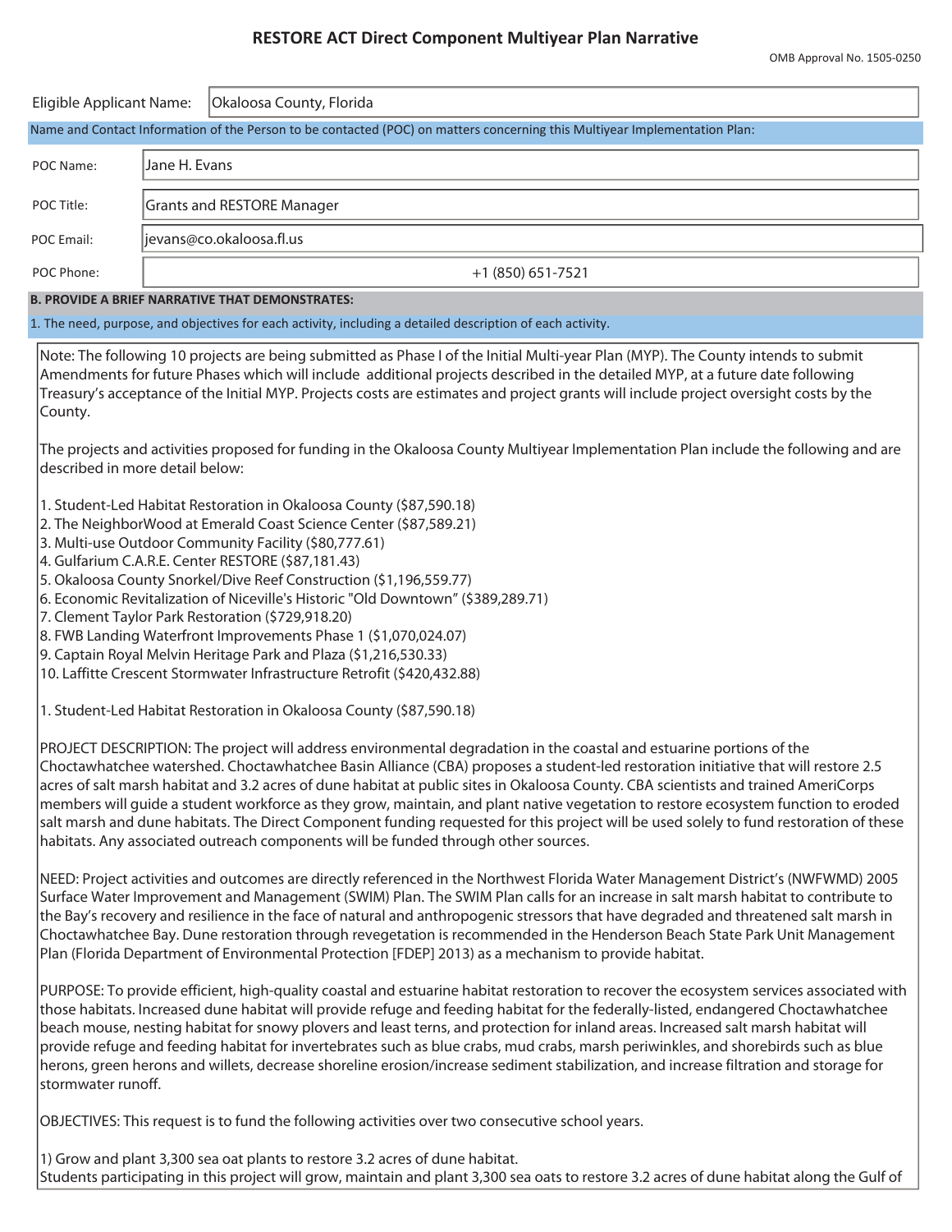# RESTORE ACT Direct Component Multiyear Plan Narrative

OMB Approval No. 1505-0250

| | |
|---|---|
| Eligible Applicant Name: | Okaloosa County, Florida |

Name and Contact Information of the Person to be contacted (POC) on matters concerning this Multiyear Implementation Plan:

| | |
|---|---|
| POC Name: | Jane H. Evans |
| POC Title: | Grants and RESTORE Manager |
| POC Email: | jevans@co.okaloosa.fl.us |
| POC Phone: | +1 (850) 651-7521 |

**B. PROVIDE A BRIEF NARRATIVE THAT DEMONSTRATES:**

1. The need, purpose, and objectives for each activity, including a detailed description of each activity.

Note: The following 10 projects are being submitted as Phase I of the Initial Multi-year Plan (MYP). The County intends to submit Amendments for future Phases which will include additional projects described in the detailed MYP, at a future date following Treasury's acceptance of the Initial MYP. Projects costs are estimates and project grants will include project oversight costs by the County.

The projects and activities proposed for funding in the Okaloosa County Multiyear Implementation Plan include the following and are described in more detail below:

1. Student-Led Habitat Restoration in Okaloosa County ($87,590.18)
2. The NeighborWood at Emerald Coast Science Center ($87,589.21)
3. Multi-use Outdoor Community Facility ($80,777.61)
4. Gulfarium C.A.R.E. Center RESTORE ($87,181.43)
5. Okaloosa County Snorkel/Dive Reef Construction ($1,196,559.77)
6. Economic Revitalization of Niceville's Historic "Old Downtown" ($389,289.71)
7. Clement Taylor Park Restoration ($729,918.20)
8. FWB Landing Waterfront Improvements Phase 1 ($1,070,024.07)
9. Captain Royal Melvin Heritage Park and Plaza ($1,216,530.33)
10. Laffitte Crescent Stormwater Infrastructure Retrofit ($420,432.88)

1. Student-Led Habitat Restoration in Okaloosa County ($87,590.18)

PROJECT DESCRIPTION: The project will address environmental degradation in the coastal and estuarine portions of the Choctawhatchee watershed. Choctawhatchee Basin Alliance (CBA) proposes a student-led restoration initiative that will restore 2.5 acres of salt marsh habitat and 3.2 acres of dune habitat at public sites in Okaloosa County. CBA scientists and trained AmeriCorps members will guide a student workforce as they grow, maintain, and plant native vegetation to restore ecosystem function to eroded salt marsh and dune habitats. The Direct Component funding requested for this project will be used solely to fund restoration of these habitats. Any associated outreach components will be funded through other sources.

NEED: Project activities and outcomes are directly referenced in the Northwest Florida Water Management District's (NWFWMD) 2005 Surface Water Improvement and Management (SWIM) Plan. The SWIM Plan calls for an increase in salt marsh habitat to contribute to the Bay's recovery and resilience in the face of natural and anthropogenic stressors that have degraded and threatened salt marsh in Choctawhatchee Bay. Dune restoration through revegetation is recommended in the Henderson Beach State Park Unit Management Plan (Florida Department of Environmental Protection [FDEP] 2013) as a mechanism to provide habitat.

PURPOSE: To provide efficient, high-quality coastal and estuarine habitat restoration to recover the ecosystem services associated with those habitats. Increased dune habitat will provide refuge and feeding habitat for the federally-listed, endangered Choctawhatchee beach mouse, nesting habitat for snowy plovers and least terns, and protection for inland areas. Increased salt marsh habitat will provide refuge and feeding habitat for invertebrates such as blue crabs, mud crabs, marsh periwinkles, and shorebirds such as blue herons, green herons and willets, decrease shoreline erosion/increase sediment stabilization, and increase filtration and storage for stormwater runoff.

OBJECTIVES: This request is to fund the following activities over two consecutive school years.

1) Grow and plant 3,300 sea oat plants to restore 3.2 acres of dune habitat.
Students participating in this project will grow, maintain and plant 3,300 sea oats to restore 3.2 acres of dune habitat along the Gulf of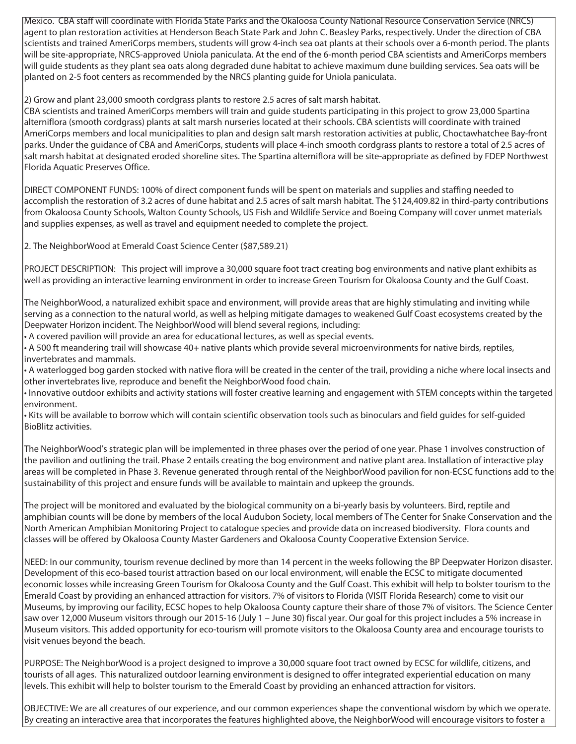Mexico. CBA staff will coordinate with Florida State Parks and the Okaloosa County National Resource Conservation Service (NRCS) agent to plan restoration activities at Henderson Beach State Park and John C. Beasley Parks, respectively. Under the direction of CBA scientists and trained AmeriCorps members, students will grow 4-inch sea oat plants at their schools over a 6-month period. The plants will be site-appropriate, NRCS-approved Uniola paniculata. At the end of the 6-month period CBA scientists and AmeriCorps members will guide students as they plant sea oats along degraded dune habitat to achieve maximum dune building services. Sea oats will be planted on 2-5 foot centers as recommended by the NRCS planting guide for Uniola paniculata.

2) Grow and plant 23,000 smooth cordgrass plants to restore 2.5 acres of salt marsh habitat.
CBA scientists and trained AmeriCorps members will train and guide students participating in this project to grow 23,000 Spartina alterniflora (smooth cordgrass) plants at salt marsh nurseries located at their schools. CBA scientists will coordinate with trained AmeriCorps members and local municipalities to plan and design salt marsh restoration activities at public, Choctawhatchee Bay-front parks. Under the guidance of CBA and AmeriCorps, students will place 4-inch smooth cordgrass plants to restore a total of 2.5 acres of salt marsh habitat at designated eroded shoreline sites. The Spartina alterniflora will be site-appropriate as defined by FDEP Northwest Florida Aquatic Preserves Office.

DIRECT COMPONENT FUNDS: 100% of direct component funds will be spent on materials and supplies and staffing needed to accomplish the restoration of 3.2 acres of dune habitat and 2.5 acres of salt marsh habitat. The $124,409.82 in third-party contributions from Okaloosa County Schools, Walton County Schools, US Fish and Wildlife Service and Boeing Company will cover unmet materials and supplies expenses, as well as travel and equipment needed to complete the project.

2. The NeighborWood at Emerald Coast Science Center ($87,589.21)

PROJECT DESCRIPTION: This project will improve a 30,000 square foot tract creating bog environments and native plant exhibits as well as providing an interactive learning environment in order to increase Green Tourism for Okaloosa County and the Gulf Coast.

The NeighborWood, a naturalized exhibit space and environment, will provide areas that are highly stimulating and inviting while serving as a connection to the natural world, as well as helping mitigate damages to weakened Gulf Coast ecosystems created by the Deepwater Horizon incident. The NeighborWood will blend several regions, including:

- A covered pavilion will provide an area for educational lectures, as well as special events.
- A 500 ft meandering trail will showcase 40+ native plants which provide several microenvironments for native birds, reptiles, invertebrates and mammals.
- A waterlogged bog garden stocked with native flora will be created in the center of the trail, providing a niche where local insects and other invertebrates live, reproduce and benefit the NeighborWood food chain.
- Innovative outdoor exhibits and activity stations will foster creative learning and engagement with STEM concepts within the targeted environment.
- Kits will be available to borrow which will contain scientific observation tools such as binoculars and field guides for self-guided BioBlitz activities.

The NeighborWood's strategic plan will be implemented in three phases over the period of one year. Phase 1 involves construction of the pavilion and outlining the trail. Phase 2 entails creating the bog environment and native plant area. Installation of interactive play areas will be completed in Phase 3. Revenue generated through rental of the NeighborWood pavilion for non-ECSC functions add to the sustainability of this project and ensure funds will be available to maintain and upkeep the grounds.

The project will be monitored and evaluated by the biological community on a bi-yearly basis by volunteers. Bird, reptile and amphibian counts will be done by members of the local Audubon Society, local members of The Center for Snake Conservation and the North American Amphibian Monitoring Project to catalogue species and provide data on increased biodiversity. Flora counts and classes will be offered by Okaloosa County Master Gardeners and Okaloosa County Cooperative Extension Service.

NEED: In our community, tourism revenue declined by more than 14 percent in the weeks following the BP Deepwater Horizon disaster. Development of this eco-based tourist attraction based on our local environment, will enable the ECSC to mitigate documented economic losses while increasing Green Tourism for Okaloosa County and the Gulf Coast. This exhibit will help to bolster tourism to the Emerald Coast by providing an enhanced attraction for visitors. 7% of visitors to Florida (VISIT Florida Research) come to visit our Museums, by improving our facility, ECSC hopes to help Okaloosa County capture their share of those 7% of visitors. The Science Center saw over 12,000 Museum visitors through our 2015-16 (July 1 – June 30) fiscal year. Our goal for this project includes a 5% increase in Museum visitors. This added opportunity for eco-tourism will promote visitors to the Okaloosa County area and encourage tourists to visit venues beyond the beach.

PURPOSE: The NeighborWood is a project designed to improve a 30,000 square foot tract owned by ECSC for wildlife, citizens, and tourists of all ages. This naturalized outdoor learning environment is designed to offer integrated experiential education on many levels. This exhibit will help to bolster tourism to the Emerald Coast by providing an enhanced attraction for visitors.

OBJECTIVE: We are all creatures of our experience, and our common experiences shape the conventional wisdom by which we operate. By creating an interactive area that incorporates the features highlighted above, the NeighborWood will encourage visitors to foster a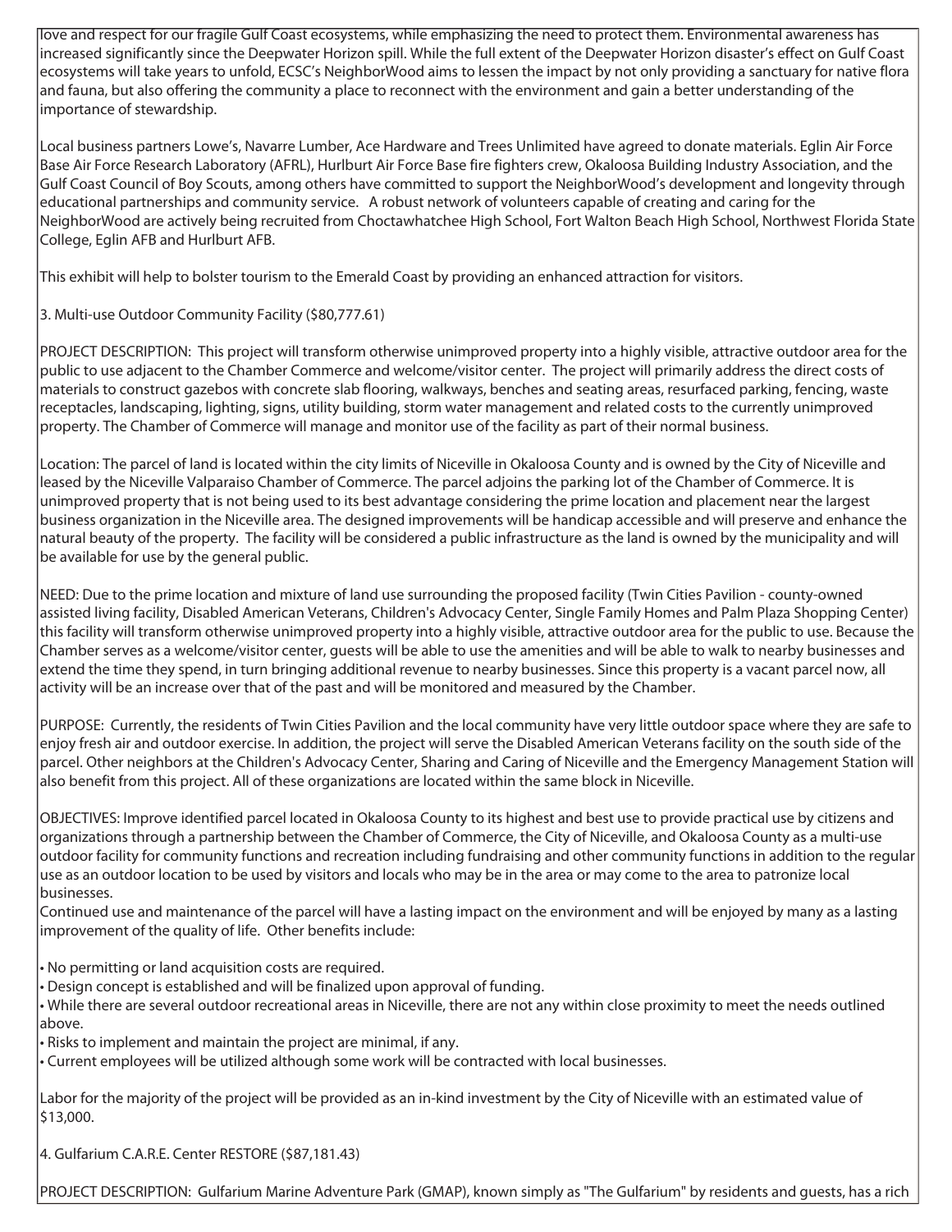love and respect for our fragile Gulf Coast ecosystems, while emphasizing the need to protect them. Environmental awareness has increased significantly since the Deepwater Horizon spill. While the full extent of the Deepwater Horizon disaster's effect on Gulf Coast ecosystems will take years to unfold, ECSC's NeighborWood aims to lessen the impact by not only providing a sanctuary for native flora and fauna, but also offering the community a place to reconnect with the environment and gain a better understanding of the importance of stewardship.

Local business partners Lowe's, Navarre Lumber, Ace Hardware and Trees Unlimited have agreed to donate materials. Eglin Air Force Base Air Force Research Laboratory (AFRL), Hurlburt Air Force Base fire fighters crew, Okaloosa Building Industry Association, and the Gulf Coast Council of Boy Scouts, among others have committed to support the NeighborWood's development and longevity through educational partnerships and community service. A robust network of volunteers capable of creating and caring for the NeighborWood are actively being recruited from Choctawhatchee High School, Fort Walton Beach High School, Northwest Florida State College, Eglin AFB and Hurlburt AFB.

This exhibit will help to bolster tourism to the Emerald Coast by providing an enhanced attraction for visitors.

3. Multi-use Outdoor Community Facility ($80,777.61)

PROJECT DESCRIPTION: This project will transform otherwise unimproved property into a highly visible, attractive outdoor area for the public to use adjacent to the Chamber Commerce and welcome/visitor center. The project will primarily address the direct costs of materials to construct gazebos with concrete slab flooring, walkways, benches and seating areas, resurfaced parking, fencing, waste receptacles, landscaping, lighting, signs, utility building, storm water management and related costs to the currently unimproved property. The Chamber of Commerce will manage and monitor use of the facility as part of their normal business.

Location: The parcel of land is located within the city limits of Niceville in Okaloosa County and is owned by the City of Niceville and leased by the Niceville Valparaiso Chamber of Commerce. The parcel adjoins the parking lot of the Chamber of Commerce. It is unimproved property that is not being used to its best advantage considering the prime location and placement near the largest business organization in the Niceville area. The designed improvements will be handicap accessible and will preserve and enhance the natural beauty of the property. The facility will be considered a public infrastructure as the land is owned by the municipality and will be available for use by the general public.

NEED: Due to the prime location and mixture of land use surrounding the proposed facility (Twin Cities Pavilion - county-owned assisted living facility, Disabled American Veterans, Children's Advocacy Center, Single Family Homes and Palm Plaza Shopping Center) this facility will transform otherwise unimproved property into a highly visible, attractive outdoor area for the public to use. Because the Chamber serves as a welcome/visitor center, guests will be able to use the amenities and will be able to walk to nearby businesses and extend the time they spend, in turn bringing additional revenue to nearby businesses. Since this property is a vacant parcel now, all activity will be an increase over that of the past and will be monitored and measured by the Chamber.

PURPOSE: Currently, the residents of Twin Cities Pavilion and the local community have very little outdoor space where they are safe to enjoy fresh air and outdoor exercise. In addition, the project will serve the Disabled American Veterans facility on the south side of the parcel. Other neighbors at the Children's Advocacy Center, Sharing and Caring of Niceville and the Emergency Management Station will also benefit from this project. All of these organizations are located within the same block in Niceville.

OBJECTIVES: Improve identified parcel located in Okaloosa County to its highest and best use to provide practical use by citizens and organizations through a partnership between the Chamber of Commerce, the City of Niceville, and Okaloosa County as a multi-use outdoor facility for community functions and recreation including fundraising and other community functions in addition to the regular use as an outdoor location to be used by visitors and locals who may be in the area or may come to the area to patronize local businesses.
Continued use and maintenance of the parcel will have a lasting impact on the environment and will be enjoyed by many as a lasting improvement of the quality of life. Other benefits include:

- No permitting or land acquisition costs are required.
- Design concept is established and will be finalized upon approval of funding.
- While there are several outdoor recreational areas in Niceville, there are not any within close proximity to meet the needs outlined above.
- Risks to implement and maintain the project are minimal, if any.
- Current employees will be utilized although some work will be contracted with local businesses.

Labor for the majority of the project will be provided as an in-kind investment by the City of Niceville with an estimated value of $13,000.

4. Gulfarium C.A.R.E. Center RESTORE ($87,181.43)

PROJECT DESCRIPTION: Gulfarium Marine Adventure Park (GMAP), known simply as "The Gulfarium" by residents and guests, has a rich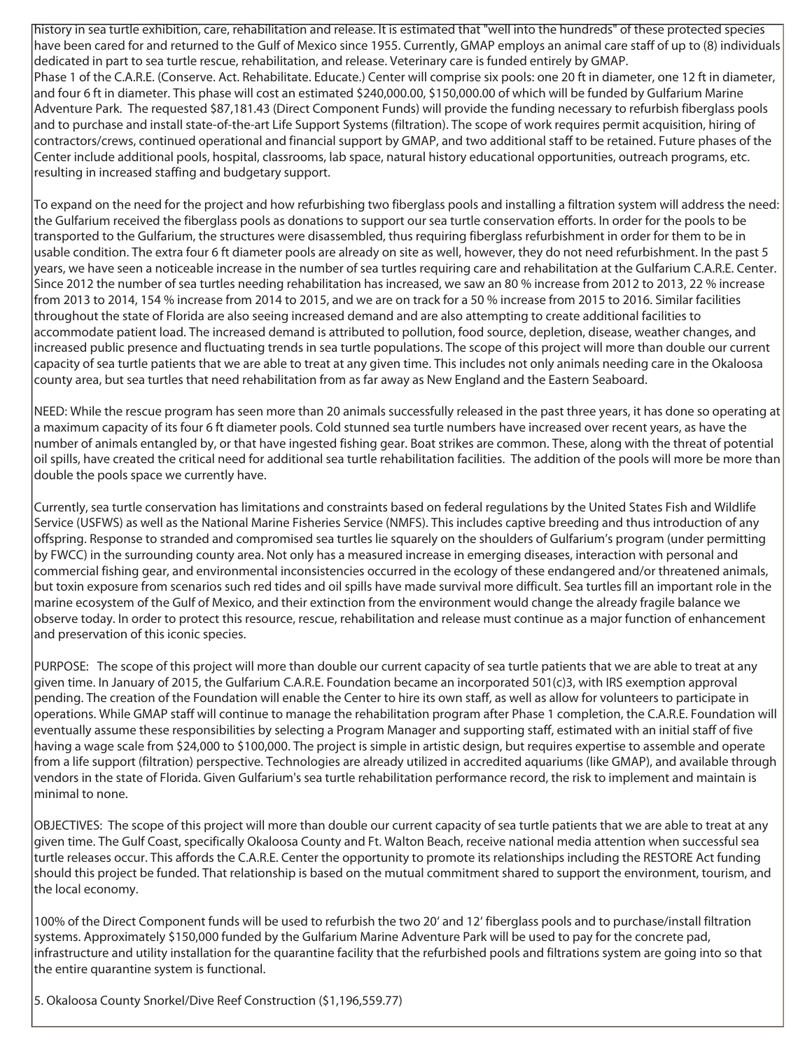history in sea turtle exhibition, care, rehabilitation and release. It is estimated that "well into the hundreds" of these protected species have been cared for and returned to the Gulf of Mexico since 1955. Currently, GMAP employs an animal care staff of up to (8) individuals dedicated in part to sea turtle rescue, rehabilitation, and release. Veterinary care is funded entirely by GMAP.
Phase 1 of the C.A.R.E. (Conserve. Act. Rehabilitate. Educate.) Center will comprise six pools: one 20 ft in diameter, one 12 ft in diameter, and four 6 ft in diameter. This phase will cost an estimated $240,000.00, $150,000.00 of which will be funded by Gulfarium Marine Adventure Park. The requested $87,181.43 (Direct Component Funds) will provide the funding necessary to refurbish fiberglass pools and to purchase and install state-of-the-art Life Support Systems (filtration). The scope of work requires permit acquisition, hiring of contractors/crews, continued operational and financial support by GMAP, and two additional staff to be retained. Future phases of the Center include additional pools, hospital, classrooms, lab space, natural history educational opportunities, outreach programs, etc. resulting in increased staffing and budgetary support.

To expand on the need for the project and how refurbishing two fiberglass pools and installing a filtration system will address the need: the Gulfarium received the fiberglass pools as donations to support our sea turtle conservation efforts. In order for the pools to be transported to the Gulfarium, the structures were disassembled, thus requiring fiberglass refurbishment in order for them to be in usable condition. The extra four 6 ft diameter pools are already on site as well, however, they do not need refurbishment. In the past 5 years, we have seen a noticeable increase in the number of sea turtles requiring care and rehabilitation at the Gulfarium C.A.R.E. Center. Since 2012 the number of sea turtles needing rehabilitation has increased, we saw an 80 % increase from 2012 to 2013, 22 % increase from 2013 to 2014, 154 % increase from 2014 to 2015, and we are on track for a 50 % increase from 2015 to 2016. Similar facilities throughout the state of Florida are also seeing increased demand and are also attempting to create additional facilities to accommodate patient load. The increased demand is attributed to pollution, food source, depletion, disease, weather changes, and increased public presence and fluctuating trends in sea turtle populations. The scope of this project will more than double our current capacity of sea turtle patients that we are able to treat at any given time. This includes not only animals needing care in the Okaloosa county area, but sea turtles that need rehabilitation from as far away as New England and the Eastern Seaboard.

NEED: While the rescue program has seen more than 20 animals successfully released in the past three years, it has done so operating at a maximum capacity of its four 6 ft diameter pools. Cold stunned sea turtle numbers have increased over recent years, as have the number of animals entangled by, or that have ingested fishing gear. Boat strikes are common. These, along with the threat of potential oil spills, have created the critical need for additional sea turtle rehabilitation facilities. The addition of the pools will more be more than double the pools space we currently have.

Currently, sea turtle conservation has limitations and constraints based on federal regulations by the United States Fish and Wildlife Service (USFWS) as well as the National Marine Fisheries Service (NMFS). This includes captive breeding and thus introduction of any offspring. Response to stranded and compromised sea turtles lie squarely on the shoulders of Gulfarium's program (under permitting by FWCC) in the surrounding county area. Not only has a measured increase in emerging diseases, interaction with personal and commercial fishing gear, and environmental inconsistencies occurred in the ecology of these endangered and/or threatened animals, but toxin exposure from scenarios such red tides and oil spills have made survival more difficult. Sea turtles fill an important role in the marine ecosystem of the Gulf of Mexico, and their extinction from the environment would change the already fragile balance we observe today. In order to protect this resource, rescue, rehabilitation and release must continue as a major function of enhancement and preservation of this iconic species.

PURPOSE: The scope of this project will more than double our current capacity of sea turtle patients that we are able to treat at any given time. In January of 2015, the Gulfarium C.A.R.E. Foundation became an incorporated 501(c)3, with IRS exemption approval pending. The creation of the Foundation will enable the Center to hire its own staff, as well as allow for volunteers to participate in operations. While GMAP staff will continue to manage the rehabilitation program after Phase 1 completion, the C.A.R.E. Foundation will eventually assume these responsibilities by selecting a Program Manager and supporting staff, estimated with an initial staff of five having a wage scale from $24,000 to $100,000. The project is simple in artistic design, but requires expertise to assemble and operate from a life support (filtration) perspective. Technologies are already utilized in accredited aquariums (like GMAP), and available through vendors in the state of Florida. Given Gulfarium's sea turtle rehabilitation performance record, the risk to implement and maintain is minimal to none.

OBJECTIVES: The scope of this project will more than double our current capacity of sea turtle patients that we are able to treat at any given time. The Gulf Coast, specifically Okaloosa County and Ft. Walton Beach, receive national media attention when successful sea turtle releases occur. This affords the C.A.R.E. Center the opportunity to promote its relationships including the RESTORE Act funding should this project be funded. That relationship is based on the mutual commitment shared to support the environment, tourism, and the local economy.

100% of the Direct Component funds will be used to refurbish the two 20' and 12' fiberglass pools and to purchase/install filtration systems. Approximately $150,000 funded by the Gulfarium Marine Adventure Park will be used to pay for the concrete pad, infrastructure and utility installation for the quarantine facility that the refurbished pools and filtrations system are going into so that the entire quarantine system is functional.

5. Okaloosa County Snorkel/Dive Reef Construction ($1,196,559.77)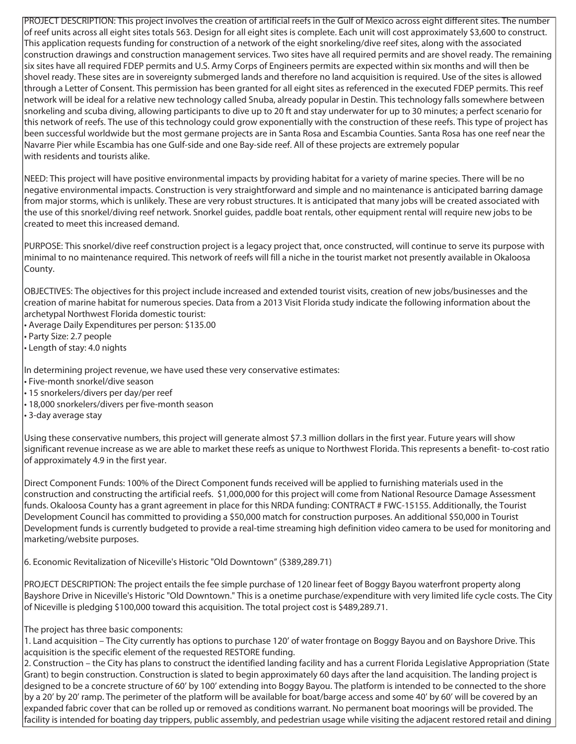PROJECT DESCRIPTION: This project involves the creation of artificial reefs in the Gulf of Mexico across eight different sites. The number of reef units across all eight sites totals 563. Design for all eight sites is complete. Each unit will cost approximately $3,600 to construct. This application requests funding for construction of a network of the eight snorkeling/dive reef sites, along with the associated construction drawings and construction management services. Two sites have all required permits and are shovel ready. The remaining six sites have all required FDEP permits and U.S. Army Corps of Engineers permits are expected within six months and will then be shovel ready. These sites are in sovereignty submerged lands and therefore no land acquisition is required. Use of the sites is allowed through a Letter of Consent. This permission has been granted for all eight sites as referenced in the executed FDEP permits. This reef network will be ideal for a relative new technology called Snuba, already popular in Destin. This technology falls somewhere between snorkeling and scuba diving, allowing participants to dive up to 20 ft and stay underwater for up to 30 minutes; a perfect scenario for this network of reefs. The use of this technology could grow exponentially with the construction of these reefs. This type of project has been successful worldwide but the most germane projects are in Santa Rosa and Escambia Counties. Santa Rosa has one reef near the Navarre Pier while Escambia has one Gulf-side and one Bay-side reef. All of these projects are extremely popular with residents and tourists alike.

NEED: This project will have positive environmental impacts by providing habitat for a variety of marine species. There will be no negative environmental impacts. Construction is very straightforward and simple and no maintenance is anticipated barring damage from major storms, which is unlikely. These are very robust structures. It is anticipated that many jobs will be created associated with the use of this snorkel/diving reef network. Snorkel guides, paddle boat rentals, other equipment rental will require new jobs to be created to meet this increased demand.

PURPOSE: This snorkel/dive reef construction project is a legacy project that, once constructed, will continue to serve its purpose with minimal to no maintenance required. This network of reefs will fill a niche in the tourist market not presently available in Okaloosa County.

OBJECTIVES: The objectives for this project include increased and extended tourist visits, creation of new jobs/businesses and the creation of marine habitat for numerous species. Data from a 2013 Visit Florida study indicate the following information about the archetypal Northwest Florida domestic tourist:

- Average Daily Expenditures per person: $135.00
- Party Size: 2.7 people
- Length of stay: 4.0 nights

In determining project revenue, we have used these very conservative estimates:

- Five-month snorkel/dive season
- 15 snorkelers/divers per day/per reef
- 18,000 snorkelers/divers per five-month season
- 3-day average stay

Using these conservative numbers, this project will generate almost $7.3 million dollars in the first year. Future years will show significant revenue increase as we are able to market these reefs as unique to Northwest Florida. This represents a benefit- to-cost ratio of approximately 4.9 in the first year.

Direct Component Funds: 100% of the Direct Component funds received will be applied to furnishing materials used in the construction and constructing the artificial reefs. $1,000,000 for this project will come from National Resource Damage Assessment funds. Okaloosa County has a grant agreement in place for this NRDA funding: CONTRACT # FWC-15155. Additionally, the Tourist Development Council has committed to providing a $50,000 match for construction purposes. An additional $50,000 in Tourist Development funds is currently budgeted to provide a real-time streaming high definition video camera to be used for monitoring and marketing/website purposes.

6. Economic Revitalization of Niceville's Historic "Old Downtown" ($389,289.71)

PROJECT DESCRIPTION: The project entails the fee simple purchase of 120 linear feet of Boggy Bayou waterfront property along Bayshore Drive in Niceville's Historic "Old Downtown." This is a onetime purchase/expenditure with very limited life cycle costs. The City of Niceville is pledging $100,000 toward this acquisition. The total project cost is $489,289.71.

The project has three basic components:

1. Land acquisition – The City currently has options to purchase 120' of water frontage on Boggy Bayou and on Bayshore Drive. This acquisition is the specific element of the requested RESTORE funding.
2. Construction – the City has plans to construct the identified landing facility and has a current Florida Legislative Appropriation (State Grant) to begin construction. Construction is slated to begin approximately 60 days after the land acquisition. The landing project is designed to be a concrete structure of 60' by 100' extending into Boggy Bayou. The platform is intended to be connected to the shore by a 20' by 20' ramp. The perimeter of the platform will be available for boat/barge access and some 40' by 60' will be covered by an expanded fabric cover that can be rolled up or removed as conditions warrant. No permanent boat moorings will be provided. The facility is intended for boating day trippers, public assembly, and pedestrian usage while visiting the adjacent restored retail and dining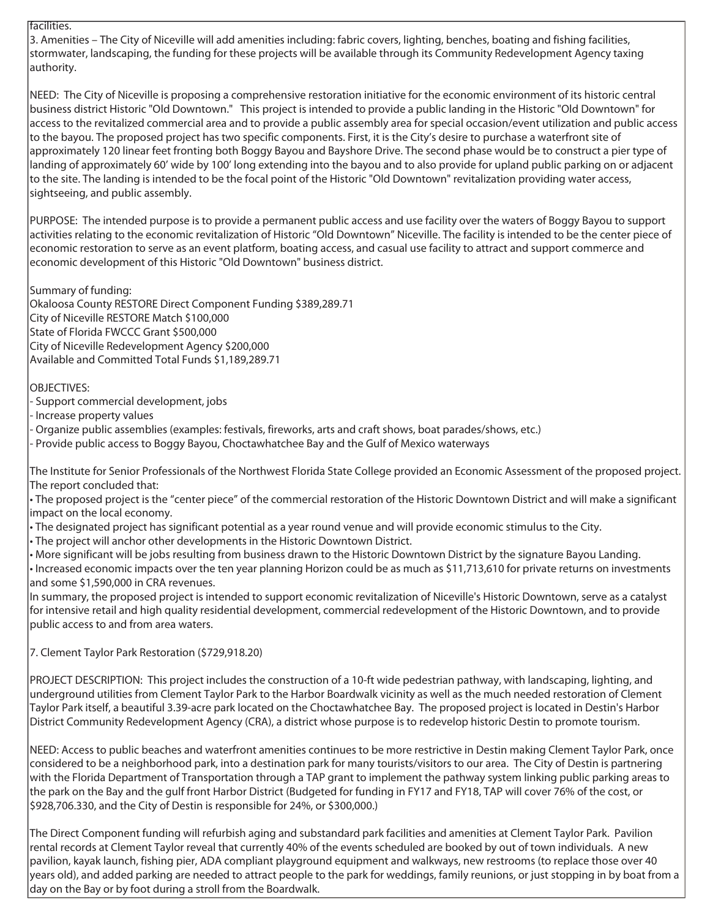facilities.

3. Amenities – The City of Niceville will add amenities including: fabric covers, lighting, benches, boating and fishing facilities, stormwater, landscaping, the funding for these projects will be available through its Community Redevelopment Agency taxing authority.

NEED: The City of Niceville is proposing a comprehensive restoration initiative for the economic environment of its historic central business district Historic "Old Downtown." This project is intended to provide a public landing in the Historic "Old Downtown" for access to the revitalized commercial area and to provide a public assembly area for special occasion/event utilization and public access to the bayou. The proposed project has two specific components. First, it is the City's desire to purchase a waterfront site of approximately 120 linear feet fronting both Boggy Bayou and Bayshore Drive. The second phase would be to construct a pier type of landing of approximately 60' wide by 100' long extending into the bayou and to also provide for upland public parking on or adjacent to the site. The landing is intended to be the focal point of the Historic "Old Downtown" revitalization providing water access, sightseeing, and public assembly.

PURPOSE: The intended purpose is to provide a permanent public access and use facility over the waters of Boggy Bayou to support activities relating to the economic revitalization of Historic "Old Downtown" Niceville. The facility is intended to be the center piece of economic restoration to serve as an event platform, boating access, and casual use facility to attract and support commerce and economic development of this Historic "Old Downtown" business district.

Summary of funding:
Okaloosa County RESTORE Direct Component Funding $389,289.71
City of Niceville RESTORE Match $100,000
State of Florida FWCCC Grant $500,000
City of Niceville Redevelopment Agency $200,000
Available and Committed Total Funds $1,189,289.71

OBJECTIVES:
- Support commercial development, jobs
- Increase property values
- Organize public assemblies (examples: festivals, fireworks, arts and craft shows, boat parades/shows, etc.)
- Provide public access to Boggy Bayou, Choctawhatchee Bay and the Gulf of Mexico waterways

The Institute for Senior Professionals of the Northwest Florida State College provided an Economic Assessment of the proposed project. The report concluded that:
• The proposed project is the "center piece" of the commercial restoration of the Historic Downtown District and will make a significant impact on the local economy.
• The designated project has significant potential as a year round venue and will provide economic stimulus to the City.
• The project will anchor other developments in the Historic Downtown District.
• More significant will be jobs resulting from business drawn to the Historic Downtown District by the signature Bayou Landing.
• Increased economic impacts over the ten year planning Horizon could be as much as $11,713,610 for private returns on investments and some $1,590,000 in CRA revenues.

In summary, the proposed project is intended to support economic revitalization of Niceville's Historic Downtown, serve as a catalyst for intensive retail and high quality residential development, commercial redevelopment of the Historic Downtown, and to provide public access to and from area waters.

7. Clement Taylor Park Restoration ($729,918.20)

PROJECT DESCRIPTION: This project includes the construction of a 10-ft wide pedestrian pathway, with landscaping, lighting, and underground utilities from Clement Taylor Park to the Harbor Boardwalk vicinity as well as the much needed restoration of Clement Taylor Park itself, a beautiful 3.39-acre park located on the Choctawhatchee Bay. The proposed project is located in Destin's Harbor District Community Redevelopment Agency (CRA), a district whose purpose is to redevelop historic Destin to promote tourism.

NEED: Access to public beaches and waterfront amenities continues to be more restrictive in Destin making Clement Taylor Park, once considered to be a neighborhood park, into a destination park for many tourists/visitors to our area. The City of Destin is partnering with the Florida Department of Transportation through a TAP grant to implement the pathway system linking public parking areas to the park on the Bay and the gulf front Harbor District (Budgeted for funding in FY17 and FY18, TAP will cover 76% of the cost, or $928,706.330, and the City of Destin is responsible for 24%, or $300,000.)

The Direct Component funding will refurbish aging and substandard park facilities and amenities at Clement Taylor Park. Pavilion rental records at Clement Taylor reveal that currently 40% of the events scheduled are booked by out of town individuals. A new pavilion, kayak launch, fishing pier, ADA compliant playground equipment and walkways, new restrooms (to replace those over 40 years old), and added parking are needed to attract people to the park for weddings, family reunions, or just stopping in by boat from a day on the Bay or by foot during a stroll from the Boardwalk.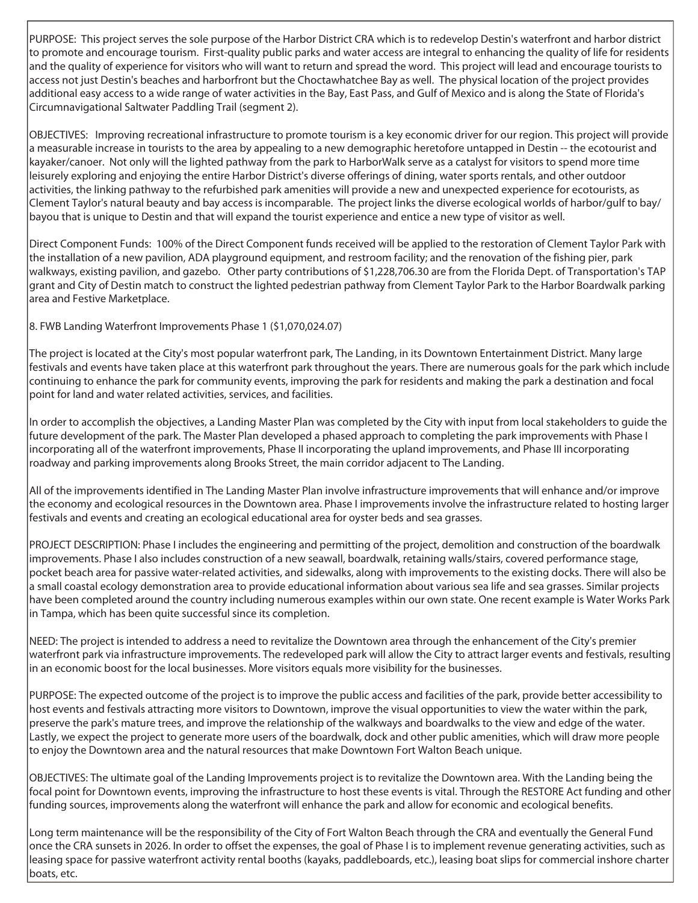PURPOSE: This project serves the sole purpose of the Harbor District CRA which is to redevelop Destin's waterfront and harbor district to promote and encourage tourism. First-quality public parks and water access are integral to enhancing the quality of life for residents and the quality of experience for visitors who will want to return and spread the word. This project will lead and encourage tourists to access not just Destin's beaches and harborfront but the Choctawhatchee Bay as well. The physical location of the project provides additional easy access to a wide range of water activities in the Bay, East Pass, and Gulf of Mexico and is along the State of Florida's Circumnavigational Saltwater Paddling Trail (segment 2).

OBJECTIVES: Improving recreational infrastructure to promote tourism is a key economic driver for our region. This project will provide a measurable increase in tourists to the area by appealing to a new demographic heretofore untapped in Destin -- the ecotourist and kayaker/canoer. Not only will the lighted pathway from the park to HarborWalk serve as a catalyst for visitors to spend more time leisurely exploring and enjoying the entire Harbor District's diverse offerings of dining, water sports rentals, and other outdoor activities, the linking pathway to the refurbished park amenities will provide a new and unexpected experience for ecotourists, as Clement Taylor's natural beauty and bay access is incomparable. The project links the diverse ecological worlds of harbor/gulf to bay/bayou that is unique to Destin and that will expand the tourist experience and entice a new type of visitor as well.

Direct Component Funds: 100% of the Direct Component funds received will be applied to the restoration of Clement Taylor Park with the installation of a new pavilion, ADA playground equipment, and restroom facility; and the renovation of the fishing pier, park walkways, existing pavilion, and gazebo. Other party contributions of $1,228,706.30 are from the Florida Dept. of Transportation's TAP grant and City of Destin match to construct the lighted pedestrian pathway from Clement Taylor Park to the Harbor Boardwalk parking area and Festive Marketplace.

8. FWB Landing Waterfront Improvements Phase 1 ($1,070,024.07)

The project is located at the City's most popular waterfront park, The Landing, in its Downtown Entertainment District. Many large festivals and events have taken place at this waterfront park throughout the years. There are numerous goals for the park which include continuing to enhance the park for community events, improving the park for residents and making the park a destination and focal point for land and water related activities, services, and facilities.

In order to accomplish the objectives, a Landing Master Plan was completed by the City with input from local stakeholders to guide the future development of the park. The Master Plan developed a phased approach to completing the park improvements with Phase I incorporating all of the waterfront improvements, Phase II incorporating the upland improvements, and Phase III incorporating roadway and parking improvements along Brooks Street, the main corridor adjacent to The Landing.

All of the improvements identified in The Landing Master Plan involve infrastructure improvements that will enhance and/or improve the economy and ecological resources in the Downtown area. Phase I improvements involve the infrastructure related to hosting larger festivals and events and creating an ecological educational area for oyster beds and sea grasses.

PROJECT DESCRIPTION: Phase I includes the engineering and permitting of the project, demolition and construction of the boardwalk improvements. Phase I also includes construction of a new seawall, boardwalk, retaining walls/stairs, covered performance stage, pocket beach area for passive water-related activities, and sidewalks, along with improvements to the existing docks. There will also be a small coastal ecology demonstration area to provide educational information about various sea life and sea grasses. Similar projects have been completed around the country including numerous examples within our own state. One recent example is Water Works Park in Tampa, which has been quite successful since its completion.

NEED: The project is intended to address a need to revitalize the Downtown area through the enhancement of the City's premier waterfront park via infrastructure improvements. The redeveloped park will allow the City to attract larger events and festivals, resulting in an economic boost for the local businesses. More visitors equals more visibility for the businesses.

PURPOSE: The expected outcome of the project is to improve the public access and facilities of the park, provide better accessibility to host events and festivals attracting more visitors to Downtown, improve the visual opportunities to view the water within the park, preserve the park's mature trees, and improve the relationship of the walkways and boardwalks to the view and edge of the water. Lastly, we expect the project to generate more users of the boardwalk, dock and other public amenities, which will draw more people to enjoy the Downtown area and the natural resources that make Downtown Fort Walton Beach unique.

OBJECTIVES: The ultimate goal of the Landing Improvements project is to revitalize the Downtown area. With the Landing being the focal point for Downtown events, improving the infrastructure to host these events is vital. Through the RESTORE Act funding and other funding sources, improvements along the waterfront will enhance the park and allow for economic and ecological benefits.

Long term maintenance will be the responsibility of the City of Fort Walton Beach through the CRA and eventually the General Fund once the CRA sunsets in 2026. In order to offset the expenses, the goal of Phase I is to implement revenue generating activities, such as leasing space for passive waterfront activity rental booths (kayaks, paddleboards, etc.), leasing boat slips for commercial inshore charter boats, etc.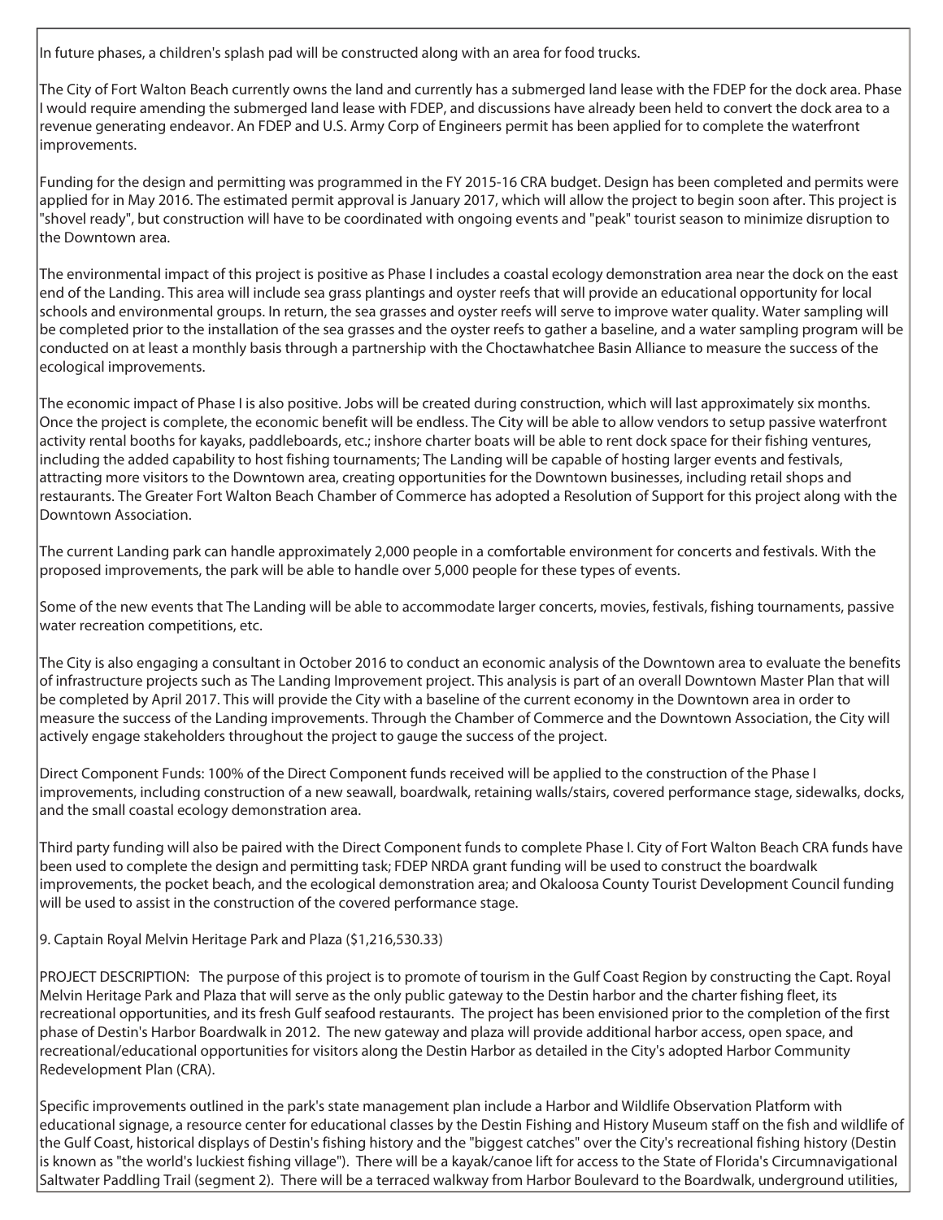In future phases, a children's splash pad will be constructed along with an area for food trucks.

The City of Fort Walton Beach currently owns the land and currently has a submerged land lease with the FDEP for the dock area. Phase I would require amending the submerged land lease with FDEP, and discussions have already been held to convert the dock area to a revenue generating endeavor. An FDEP and U.S. Army Corp of Engineers permit has been applied for to complete the waterfront improvements.

Funding for the design and permitting was programmed in the FY 2015-16 CRA budget. Design has been completed and permits were applied for in May 2016. The estimated permit approval is January 2017, which will allow the project to begin soon after. This project is "shovel ready", but construction will have to be coordinated with ongoing events and "peak" tourist season to minimize disruption to the Downtown area.

The environmental impact of this project is positive as Phase I includes a coastal ecology demonstration area near the dock on the east end of the Landing. This area will include sea grass plantings and oyster reefs that will provide an educational opportunity for local schools and environmental groups. In return, the sea grasses and oyster reefs will serve to improve water quality. Water sampling will be completed prior to the installation of the sea grasses and the oyster reefs to gather a baseline, and a water sampling program will be conducted on at least a monthly basis through a partnership with the Choctawhatchee Basin Alliance to measure the success of the ecological improvements.

The economic impact of Phase I is also positive. Jobs will be created during construction, which will last approximately six months. Once the project is complete, the economic benefit will be endless. The City will be able to allow vendors to setup passive waterfront activity rental booths for kayaks, paddleboards, etc.; inshore charter boats will be able to rent dock space for their fishing ventures, including the added capability to host fishing tournaments; The Landing will be capable of hosting larger events and festivals, attracting more visitors to the Downtown area, creating opportunities for the Downtown businesses, including retail shops and restaurants. The Greater Fort Walton Beach Chamber of Commerce has adopted a Resolution of Support for this project along with the Downtown Association.

The current Landing park can handle approximately 2,000 people in a comfortable environment for concerts and festivals. With the proposed improvements, the park will be able to handle over 5,000 people for these types of events.

Some of the new events that The Landing will be able to accommodate larger concerts, movies, festivals, fishing tournaments, passive water recreation competitions, etc.

The City is also engaging a consultant in October 2016 to conduct an economic analysis of the Downtown area to evaluate the benefits of infrastructure projects such as The Landing Improvement project. This analysis is part of an overall Downtown Master Plan that will be completed by April 2017. This will provide the City with a baseline of the current economy in the Downtown area in order to measure the success of the Landing improvements. Through the Chamber of Commerce and the Downtown Association, the City will actively engage stakeholders throughout the project to gauge the success of the project.

Direct Component Funds: 100% of the Direct Component funds received will be applied to the construction of the Phase I improvements, including construction of a new seawall, boardwalk, retaining walls/stairs, covered performance stage, sidewalks, docks, and the small coastal ecology demonstration area.

Third party funding will also be paired with the Direct Component funds to complete Phase I. City of Fort Walton Beach CRA funds have been used to complete the design and permitting task; FDEP NRDA grant funding will be used to construct the boardwalk improvements, the pocket beach, and the ecological demonstration area; and Okaloosa County Tourist Development Council funding will be used to assist in the construction of the covered performance stage.

9. Captain Royal Melvin Heritage Park and Plaza ($1,216,530.33)

PROJECT DESCRIPTION: The purpose of this project is to promote of tourism in the Gulf Coast Region by constructing the Capt. Royal Melvin Heritage Park and Plaza that will serve as the only public gateway to the Destin harbor and the charter fishing fleet, its recreational opportunities, and its fresh Gulf seafood restaurants. The project has been envisioned prior to the completion of the first phase of Destin's Harbor Boardwalk in 2012. The new gateway and plaza will provide additional harbor access, open space, and recreational/educational opportunities for visitors along the Destin Harbor as detailed in the City's adopted Harbor Community Redevelopment Plan (CRA).

Specific improvements outlined in the park's state management plan include a Harbor and Wildlife Observation Platform with educational signage, a resource center for educational classes by the Destin Fishing and History Museum staff on the fish and wildlife of the Gulf Coast, historical displays of Destin's fishing history and the "biggest catches" over the City's recreational fishing history (Destin is known as "the world's luckiest fishing village"). There will be a kayak/canoe lift for access to the State of Florida's Circumnavigational Saltwater Paddling Trail (segment 2). There will be a terraced walkway from Harbor Boulevard to the Boardwalk, underground utilities,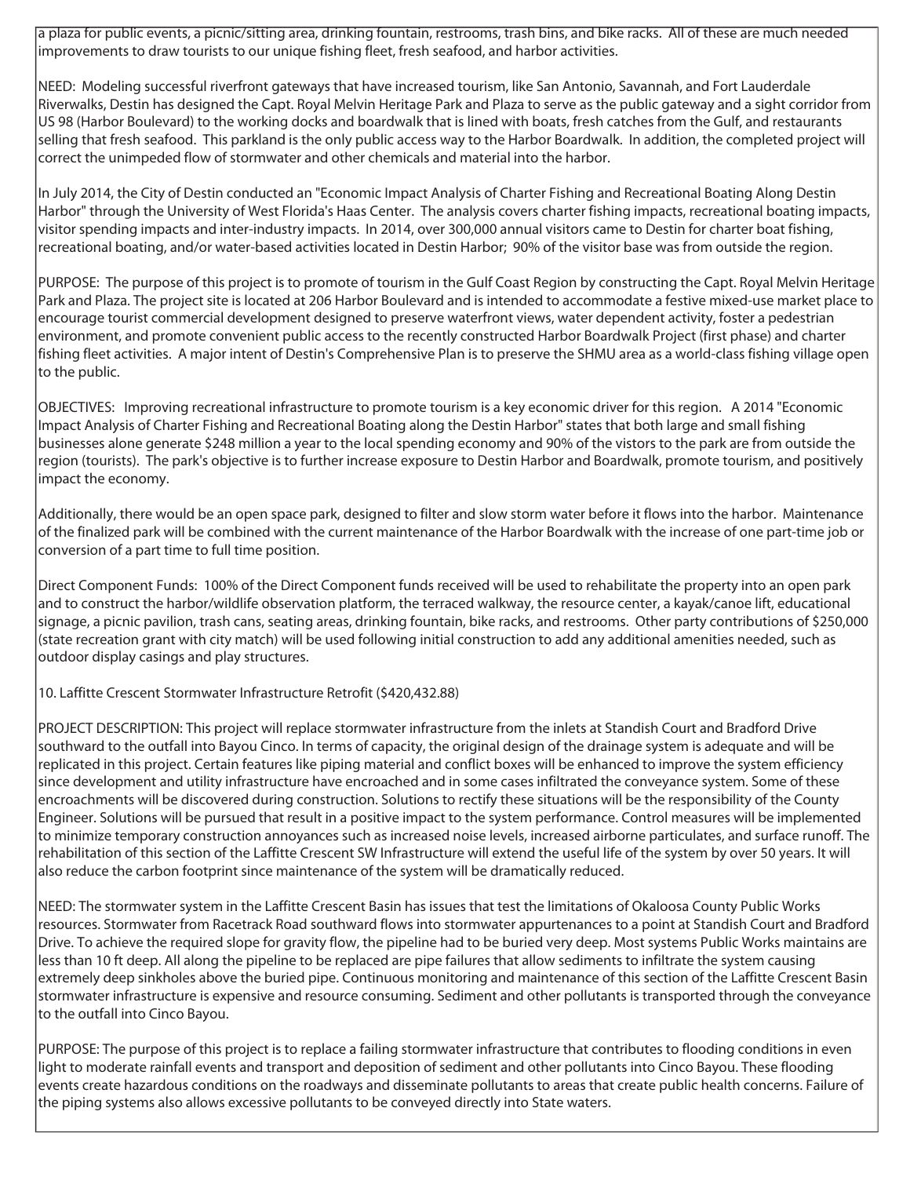a plaza for public events, a picnic/sitting area, drinking fountain, restrooms, trash bins, and bike racks. All of these are much needed improvements to draw tourists to our unique fishing fleet, fresh seafood, and harbor activities.

NEED: Modeling successful riverfront gateways that have increased tourism, like San Antonio, Savannah, and Fort Lauderdale Riverwalks, Destin has designed the Capt. Royal Melvin Heritage Park and Plaza to serve as the public gateway and a sight corridor from US 98 (Harbor Boulevard) to the working docks and boardwalk that is lined with boats, fresh catches from the Gulf, and restaurants selling that fresh seafood. This parkland is the only public access way to the Harbor Boardwalk. In addition, the completed project will correct the unimpeded flow of stormwater and other chemicals and material into the harbor.

In July 2014, the City of Destin conducted an "Economic Impact Analysis of Charter Fishing and Recreational Boating Along Destin Harbor" through the University of West Florida's Haas Center. The analysis covers charter fishing impacts, recreational boating impacts, visitor spending impacts and inter-industry impacts. In 2014, over 300,000 annual visitors came to Destin for charter boat fishing, recreational boating, and/or water-based activities located in Destin Harbor; 90% of the visitor base was from outside the region.

PURPOSE: The purpose of this project is to promote of tourism in the Gulf Coast Region by constructing the Capt. Royal Melvin Heritage Park and Plaza. The project site is located at 206 Harbor Boulevard and is intended to accommodate a festive mixed-use market place to encourage tourist commercial development designed to preserve waterfront views, water dependent activity, foster a pedestrian environment, and promote convenient public access to the recently constructed Harbor Boardwalk Project (first phase) and charter fishing fleet activities. A major intent of Destin's Comprehensive Plan is to preserve the SHMU area as a world-class fishing village open to the public.

OBJECTIVES: Improving recreational infrastructure to promote tourism is a key economic driver for this region. A 2014 "Economic Impact Analysis of Charter Fishing and Recreational Boating along the Destin Harbor" states that both large and small fishing businesses alone generate $248 million a year to the local spending economy and 90% of the vistors to the park are from outside the region (tourists). The park's objective is to further increase exposure to Destin Harbor and Boardwalk, promote tourism, and positively impact the economy.

Additionally, there would be an open space park, designed to filter and slow storm water before it flows into the harbor. Maintenance of the finalized park will be combined with the current maintenance of the Harbor Boardwalk with the increase of one part-time job or conversion of a part time to full time position.

Direct Component Funds: 100% of the Direct Component funds received will be used to rehabilitate the property into an open park and to construct the harbor/wildlife observation platform, the terraced walkway, the resource center, a kayak/canoe lift, educational signage, a picnic pavilion, trash cans, seating areas, drinking fountain, bike racks, and restrooms. Other party contributions of $250,000 (state recreation grant with city match) will be used following initial construction to add any additional amenities needed, such as outdoor display casings and play structures.

10. Laffitte Crescent Stormwater Infrastructure Retrofit ($420,432.88)

PROJECT DESCRIPTION: This project will replace stormwater infrastructure from the inlets at Standish Court and Bradford Drive southward to the outfall into Bayou Cinco. In terms of capacity, the original design of the drainage system is adequate and will be replicated in this project. Certain features like piping material and conflict boxes will be enhanced to improve the system efficiency since development and utility infrastructure have encroached and in some cases infiltrated the conveyance system. Some of these encroachments will be discovered during construction. Solutions to rectify these situations will be the responsibility of the County Engineer. Solutions will be pursued that result in a positive impact to the system performance. Control measures will be implemented to minimize temporary construction annoyances such as increased noise levels, increased airborne particulates, and surface runoff. The rehabilitation of this section of the Laffitte Crescent SW Infrastructure will extend the useful life of the system by over 50 years. It will also reduce the carbon footprint since maintenance of the system will be dramatically reduced.

NEED: The stormwater system in the Laffitte Crescent Basin has issues that test the limitations of Okaloosa County Public Works resources. Stormwater from Racetrack Road southward flows into stormwater appurtenances to a point at Standish Court and Bradford Drive. To achieve the required slope for gravity flow, the pipeline had to be buried very deep. Most systems Public Works maintains are less than 10 ft deep. All along the pipeline to be replaced are pipe failures that allow sediments to infiltrate the system causing extremely deep sinkholes above the buried pipe. Continuous monitoring and maintenance of this section of the Laffitte Crescent Basin stormwater infrastructure is expensive and resource consuming. Sediment and other pollutants is transported through the conveyance to the outfall into Cinco Bayou.

PURPOSE: The purpose of this project is to replace a failing stormwater infrastructure that contributes to flooding conditions in even light to moderate rainfall events and transport and deposition of sediment and other pollutants into Cinco Bayou. These flooding events create hazardous conditions on the roadways and disseminate pollutants to areas that create public health concerns. Failure of the piping systems also allows excessive pollutants to be conveyed directly into State waters.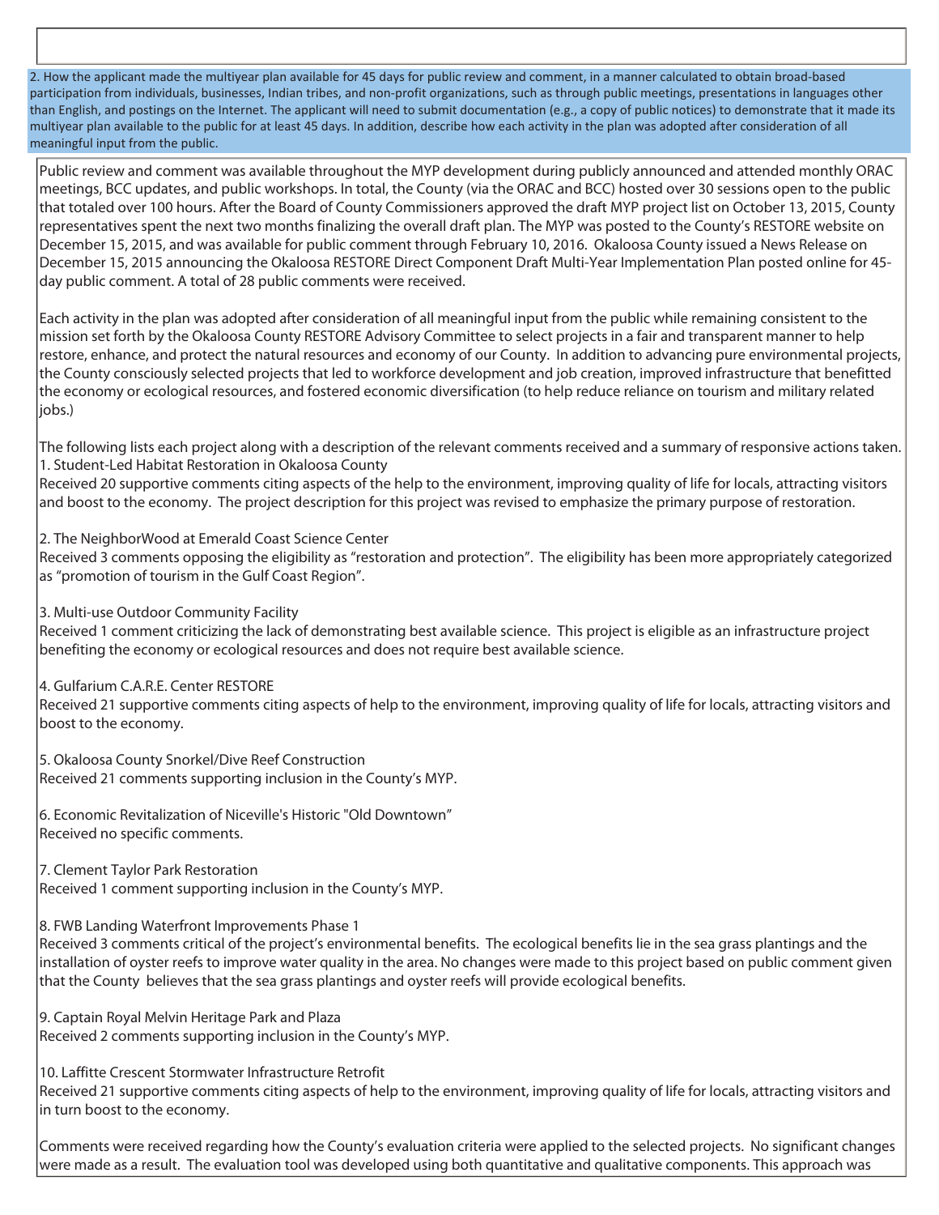2. How the applicant made the multiyear plan available for 45 days for public review and comment, in a manner calculated to obtain broad-based participation from individuals, businesses, Indian tribes, and non-profit organizations, such as through public meetings, presentations in languages other than English, and postings on the Internet. The applicant will need to submit documentation (e.g., a copy of public notices) to demonstrate that it made its multiyear plan available to the public for at least 45 days. In addition, describe how each activity in the plan was adopted after consideration of all meaningful input from the public.

Public review and comment was available throughout the MYP development during publicly announced and attended monthly ORAC meetings, BCC updates, and public workshops. In total, the County (via the ORAC and BCC) hosted over 30 sessions open to the public that totaled over 100 hours. After the Board of County Commissioners approved the draft MYP project list on October 13, 2015, County representatives spent the next two months finalizing the overall draft plan. The MYP was posted to the County's RESTORE website on December 15, 2015, and was available for public comment through February 10, 2016. Okaloosa County issued a News Release on December 15, 2015 announcing the Okaloosa RESTORE Direct Component Draft Multi-Year Implementation Plan posted online for 45-day public comment. A total of 28 public comments were received.

Each activity in the plan was adopted after consideration of all meaningful input from the public while remaining consistent to the mission set forth by the Okaloosa County RESTORE Advisory Committee to select projects in a fair and transparent manner to help restore, enhance, and protect the natural resources and economy of our County. In addition to advancing pure environmental projects, the County consciously selected projects that led to workforce development and job creation, improved infrastructure that benefitted the economy or ecological resources, and fostered economic diversification (to help reduce reliance on tourism and military related jobs.)

The following lists each project along with a description of the relevant comments received and a summary of responsive actions taken.

1. Student-Led Habitat Restoration in Okaloosa County
Received 20 supportive comments citing aspects of the help to the environment, improving quality of life for locals, attracting visitors and boost to the economy. The project description for this project was revised to emphasize the primary purpose of restoration.

2. The NeighborWood at Emerald Coast Science Center
Received 3 comments opposing the eligibility as "restoration and protection". The eligibility has been more appropriately categorized as "promotion of tourism in the Gulf Coast Region".

3. Multi-use Outdoor Community Facility
Received 1 comment criticizing the lack of demonstrating best available science. This project is eligible as an infrastructure project benefiting the economy or ecological resources and does not require best available science.

4. Gulfarium C.A.R.E. Center RESTORE
Received 21 supportive comments citing aspects of help to the environment, improving quality of life for locals, attracting visitors and boost to the economy.

5. Okaloosa County Snorkel/Dive Reef Construction
Received 21 comments supporting inclusion in the County's MYP.

6. Economic Revitalization of Niceville's Historic "Old Downtown"
Received no specific comments.

7. Clement Taylor Park Restoration
Received 1 comment supporting inclusion in the County's MYP.

8. FWB Landing Waterfront Improvements Phase 1
Received 3 comments critical of the project's environmental benefits. The ecological benefits lie in the sea grass plantings and the installation of oyster reefs to improve water quality in the area. No changes were made to this project based on public comment given that the County believes that the sea grass plantings and oyster reefs will provide ecological benefits.

9. Captain Royal Melvin Heritage Park and Plaza
Received 2 comments supporting inclusion in the County's MYP.

10. Laffitte Crescent Stormwater Infrastructure Retrofit
Received 21 supportive comments citing aspects of help to the environment, improving quality of life for locals, attracting visitors and in turn boost to the economy.

Comments were received regarding how the County's evaluation criteria were applied to the selected projects. No significant changes were made as a result. The evaluation tool was developed using both quantitative and qualitative components. This approach was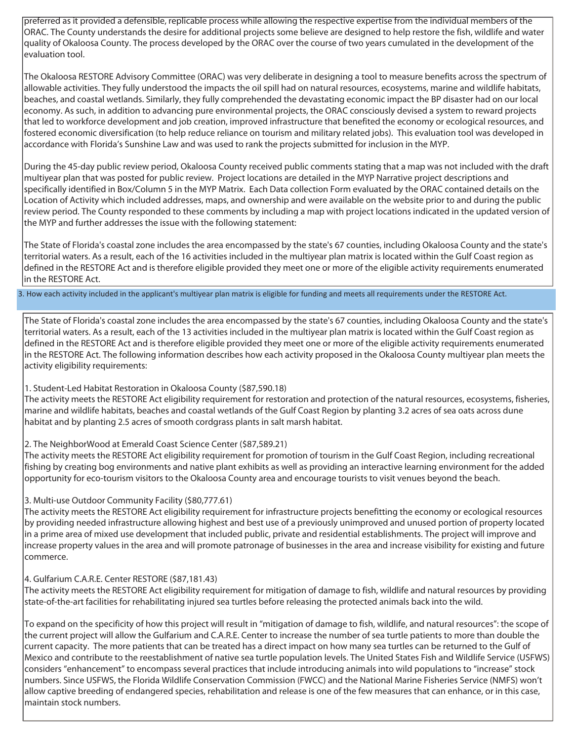preferred as it provided a defensible, replicable process while allowing the respective expertise from the individual members of the ORAC. The County understands the desire for additional projects some believe are designed to help restore the fish, wildlife and water quality of Okaloosa County. The process developed by the ORAC over the course of two years cumulated in the development of the evaluation tool.

The Okaloosa RESTORE Advisory Committee (ORAC) was very deliberate in designing a tool to measure benefits across the spectrum of allowable activities. They fully understood the impacts the oil spill had on natural resources, ecosystems, marine and wildlife habitats, beaches, and coastal wetlands. Similarly, they fully comprehended the devastating economic impact the BP disaster had on our local economy. As such, in addition to advancing pure environmental projects, the ORAC consciously devised a system to reward projects that led to workforce development and job creation, improved infrastructure that benefited the economy or ecological resources, and fostered economic diversification (to help reduce reliance on tourism and military related jobs). This evaluation tool was developed in accordance with Florida's Sunshine Law and was used to rank the projects submitted for inclusion in the MYP.

During the 45-day public review period, Okaloosa County received public comments stating that a map was not included with the draft multiyear plan that was posted for public review. Project locations are detailed in the MYP Narrative project descriptions and specifically identified in Box/Column 5 in the MYP Matrix. Each Data collection Form evaluated by the ORAC contained details on the Location of Activity which included addresses, maps, and ownership and were available on the website prior to and during the public review period. The County responded to these comments by including a map with project locations indicated in the updated version of the MYP and further addresses the issue with the following statement:

The State of Florida's coastal zone includes the area encompassed by the state's 67 counties, including Okaloosa County and the state's territorial waters. As a result, each of the 16 activities included in the multiyear plan matrix is located within the Gulf Coast region as defined in the RESTORE Act and is therefore eligible provided they meet one or more of the eligible activity requirements enumerated in the RESTORE Act.

### 3. How each activity included in the applicant's multiyear plan matrix is eligible for funding and meets all requirements under the RESTORE Act.

The State of Florida's coastal zone includes the area encompassed by the state's 67 counties, including Okaloosa County and the state's territorial waters. As a result, each of the 13 activities included in the multiyear plan matrix is located within the Gulf Coast region as defined in the RESTORE Act and is therefore eligible provided they meet one or more of the eligible activity requirements enumerated in the RESTORE Act. The following information describes how each activity proposed in the Okaloosa County multiyear plan meets the activity eligibility requirements:

1. Student-Led Habitat Restoration in Okaloosa County ($87,590.18)
The activity meets the RESTORE Act eligibility requirement for restoration and protection of the natural resources, ecosystems, fisheries, marine and wildlife habitats, beaches and coastal wetlands of the Gulf Coast Region by planting 3.2 acres of sea oats across dune habitat and by planting 2.5 acres of smooth cordgrass plants in salt marsh habitat.

2. The NeighborWood at Emerald Coast Science Center ($87,589.21)
The activity meets the RESTORE Act eligibility requirement for promotion of tourism in the Gulf Coast Region, including recreational fishing by creating bog environments and native plant exhibits as well as providing an interactive learning environment for the added opportunity for eco-tourism visitors to the Okaloosa County area and encourage tourists to visit venues beyond the beach.

3. Multi-use Outdoor Community Facility ($80,777.61)
The activity meets the RESTORE Act eligibility requirement for infrastructure projects benefitting the economy or ecological resources by providing needed infrastructure allowing highest and best use of a previously unimproved and unused portion of property located in a prime area of mixed use development that included public, private and residential establishments. The project will improve and increase property values in the area and will promote patronage of businesses in the area and increase visibility for existing and future commerce.

4. Gulfarium C.A.R.E. Center RESTORE ($87,181.43)
The activity meets the RESTORE Act eligibility requirement for mitigation of damage to fish, wildlife and natural resources by providing state-of-the-art facilities for rehabilitating injured sea turtles before releasing the protected animals back into the wild.

To expand on the specificity of how this project will result in "mitigation of damage to fish, wildlife, and natural resources": the scope of the current project will allow the Gulfarium and C.A.R.E. Center to increase the number of sea turtle patients to more than double the current capacity. The more patients that can be treated has a direct impact on how many sea turtles can be returned to the Gulf of Mexico and contribute to the reestablishment of native sea turtle population levels. The United States Fish and Wildlife Service (USFWS) considers "enhancement" to encompass several practices that include introducing animals into wild populations to "increase" stock numbers. Since USFWS, the Florida Wildlife Conservation Commission (FWCC) and the National Marine Fisheries Service (NMFS) won't allow captive breeding of endangered species, rehabilitation and release is one of the few measures that can enhance, or in this case, maintain stock numbers.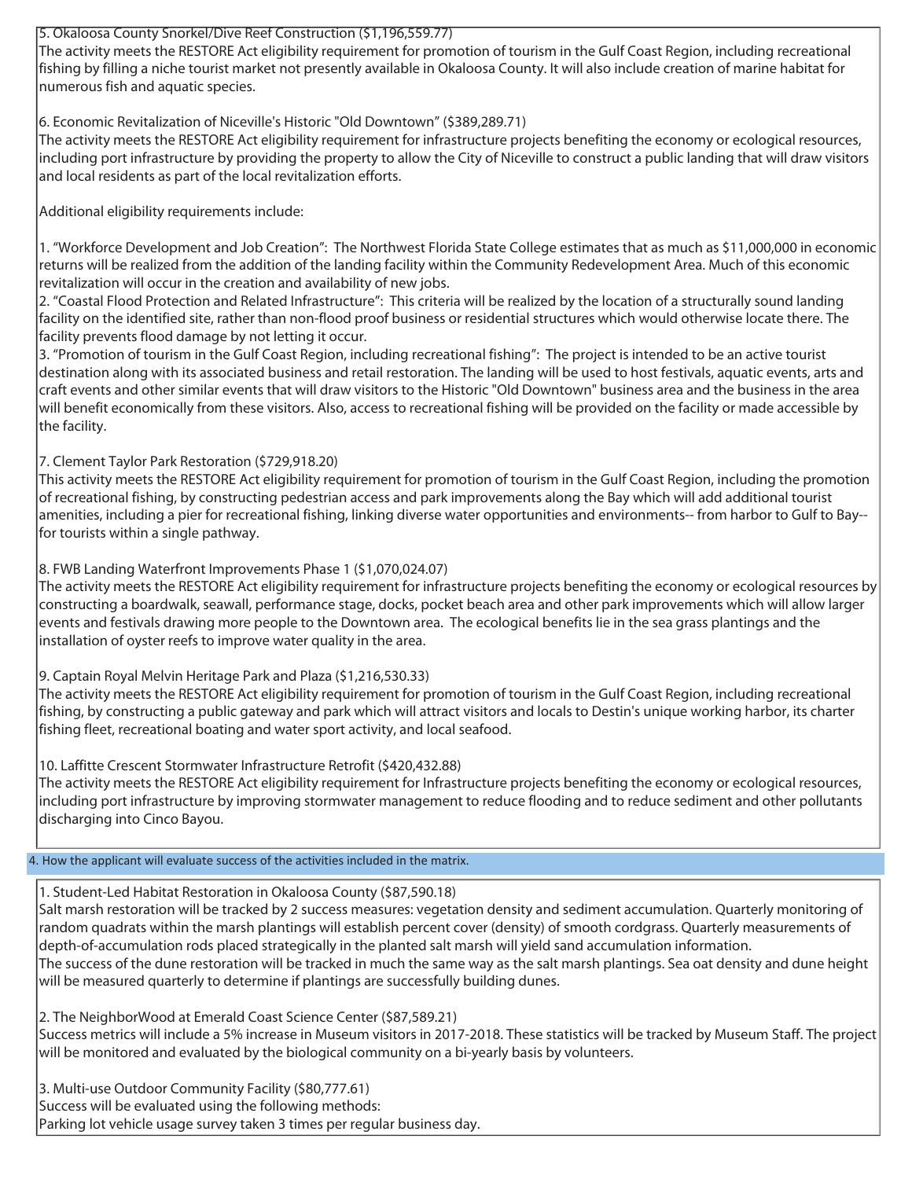5. Okaloosa County Snorkel/Dive Reef Construction ($1,196,559.77)
The activity meets the RESTORE Act eligibility requirement for promotion of tourism in the Gulf Coast Region, including recreational fishing by filling a niche tourist market not presently available in Okaloosa County. It will also include creation of marine habitat for numerous fish and aquatic species.

6. Economic Revitalization of Niceville's Historic "Old Downtown" ($389,289.71)
The activity meets the RESTORE Act eligibility requirement for infrastructure projects benefiting the economy or ecological resources, including port infrastructure by providing the property to allow the City of Niceville to construct a public landing that will draw visitors and local residents as part of the local revitalization efforts.

Additional eligibility requirements include:

1. "Workforce Development and Job Creation": The Northwest Florida State College estimates that as much as $11,000,000 in economic returns will be realized from the addition of the landing facility within the Community Redevelopment Area. Much of this economic revitalization will occur in the creation and availability of new jobs.
2. "Coastal Flood Protection and Related Infrastructure": This criteria will be realized by the location of a structurally sound landing facility on the identified site, rather than non-flood proof business or residential structures which would otherwise locate there. The facility prevents flood damage by not letting it occur.
3. "Promotion of tourism in the Gulf Coast Region, including recreational fishing": The project is intended to be an active tourist destination along with its associated business and retail restoration. The landing will be used to host festivals, aquatic events, arts and craft events and other similar events that will draw visitors to the Historic "Old Downtown" business area and the business in the area will benefit economically from these visitors. Also, access to recreational fishing will be provided on the facility or made accessible by the facility.

7. Clement Taylor Park Restoration ($729,918.20)
This activity meets the RESTORE Act eligibility requirement for promotion of tourism in the Gulf Coast Region, including the promotion of recreational fishing, by constructing pedestrian access and park improvements along the Bay which will add additional tourist amenities, including a pier for recreational fishing, linking diverse water opportunities and environments-- from harbor to Gulf to Bay-- for tourists within a single pathway.

8. FWB Landing Waterfront Improvements Phase 1 ($1,070,024.07)
The activity meets the RESTORE Act eligibility requirement for infrastructure projects benefiting the economy or ecological resources by constructing a boardwalk, seawall, performance stage, docks, pocket beach area and other park improvements which will allow larger events and festivals drawing more people to the Downtown area. The ecological benefits lie in the sea grass plantings and the installation of oyster reefs to improve water quality in the area.

9. Captain Royal Melvin Heritage Park and Plaza ($1,216,530.33)
The activity meets the RESTORE Act eligibility requirement for promotion of tourism in the Gulf Coast Region, including recreational fishing, by constructing a public gateway and park which will attract visitors and locals to Destin's unique working harbor, its charter fishing fleet, recreational boating and water sport activity, and local seafood.

10. Laffitte Crescent Stormwater Infrastructure Retrofit ($420,432.88)
The activity meets the RESTORE Act eligibility requirement for Infrastructure projects benefiting the economy or ecological resources, including port infrastructure by improving stormwater management to reduce flooding and to reduce sediment and other pollutants discharging into Cinco Bayou.

## 4. How the applicant will evaluate success of the activities included in the matrix.

1. Student-Led Habitat Restoration in Okaloosa County ($87,590.18)
Salt marsh restoration will be tracked by 2 success measures: vegetation density and sediment accumulation. Quarterly monitoring of random quadrats within the marsh plantings will establish percent cover (density) of smooth cordgrass. Quarterly measurements of depth-of-accumulation rods placed strategically in the planted salt marsh will yield sand accumulation information.
The success of the dune restoration will be tracked in much the same way as the salt marsh plantings. Sea oat density and dune height will be measured quarterly to determine if plantings are successfully building dunes.

2. The NeighborWood at Emerald Coast Science Center ($87,589.21)
Success metrics will include a 5% increase in Museum visitors in 2017-2018. These statistics will be tracked by Museum Staff. The project will be monitored and evaluated by the biological community on a bi-yearly basis by volunteers.

3. Multi-use Outdoor Community Facility ($80,777.61)
Success will be evaluated using the following methods:
Parking lot vehicle usage survey taken 3 times per regular business day.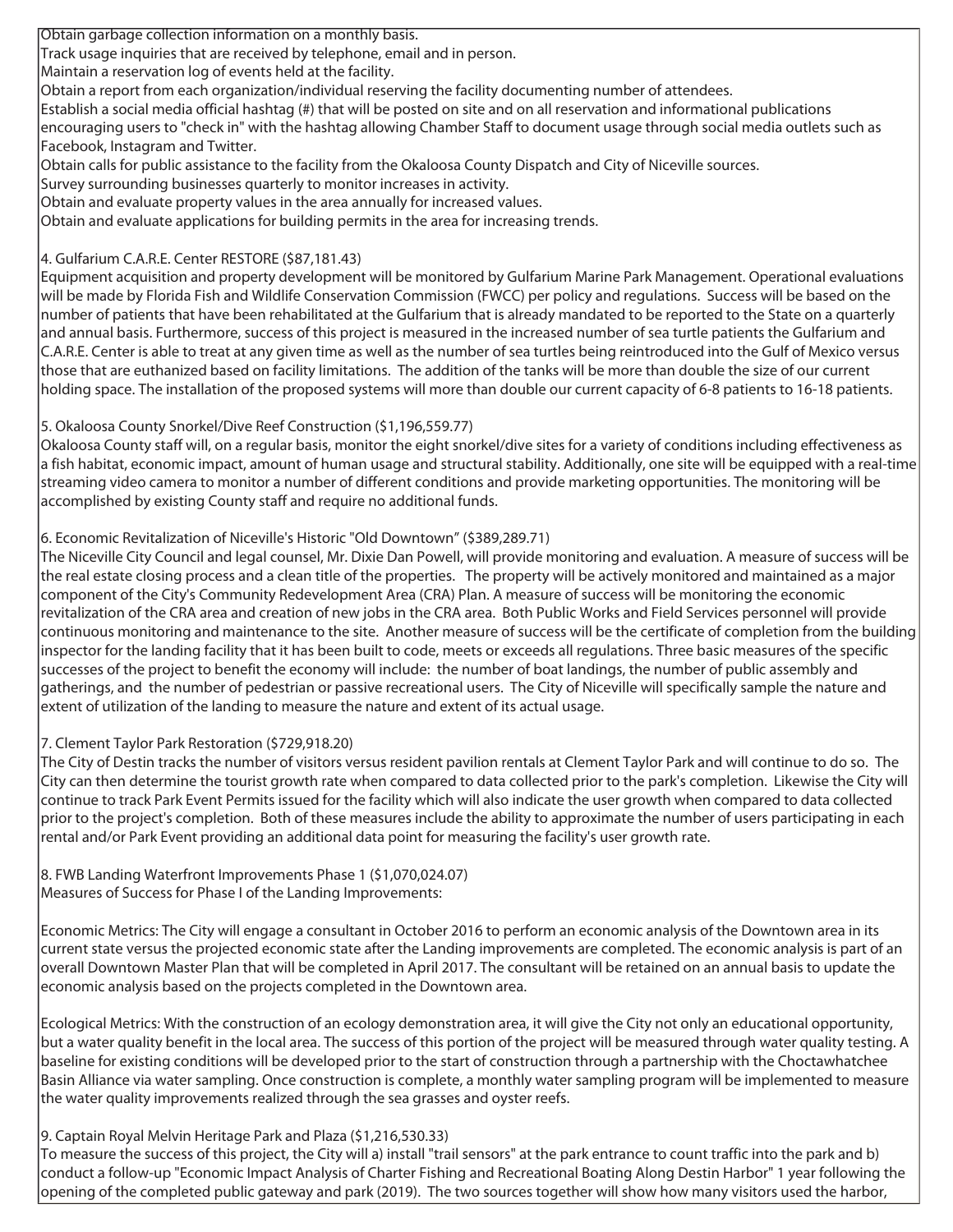Obtain garbage collection information on a monthly basis.
Track usage inquiries that are received by telephone, email and in person.
Maintain a reservation log of events held at the facility.
Obtain a report from each organization/individual reserving the facility documenting number of attendees.
Establish a social media official hashtag (#) that will be posted on site and on all reservation and informational publications encouraging users to "check in" with the hashtag allowing Chamber Staff to document usage through social media outlets such as Facebook, Instagram and Twitter.
Obtain calls for public assistance to the facility from the Okaloosa County Dispatch and City of Niceville sources.
Survey surrounding businesses quarterly to monitor increases in activity.
Obtain and evaluate property values in the area annually for increased values.
Obtain and evaluate applications for building permits in the area for increasing trends.

4. Gulfarium C.A.R.E. Center RESTORE ($87,181.43)
Equipment acquisition and property development will be monitored by Gulfarium Marine Park Management. Operational evaluations will be made by Florida Fish and Wildlife Conservation Commission (FWCC) per policy and regulations. Success will be based on the number of patients that have been rehabilitated at the Gulfarium that is already mandated to be reported to the State on a quarterly and annual basis. Furthermore, success of this project is measured in the increased number of sea turtle patients the Gulfarium and C.A.R.E. Center is able to treat at any given time as well as the number of sea turtles being reintroduced into the Gulf of Mexico versus those that are euthanized based on facility limitations. The addition of the tanks will be more than double the size of our current holding space. The installation of the proposed systems will more than double our current capacity of 6-8 patients to 16-18 patients.

5. Okaloosa County Snorkel/Dive Reef Construction ($1,196,559.77)
Okaloosa County staff will, on a regular basis, monitor the eight snorkel/dive sites for a variety of conditions including effectiveness as a fish habitat, economic impact, amount of human usage and structural stability. Additionally, one site will be equipped with a real-time streaming video camera to monitor a number of different conditions and provide marketing opportunities. The monitoring will be accomplished by existing County staff and require no additional funds.

6. Economic Revitalization of Niceville's Historic "Old Downtown" ($389,289.71)
The Niceville City Council and legal counsel, Mr. Dixie Dan Powell, will provide monitoring and evaluation. A measure of success will be the real estate closing process and a clean title of the properties. The property will be actively monitored and maintained as a major component of the City's Community Redevelopment Area (CRA) Plan. A measure of success will be monitoring the economic revitalization of the CRA area and creation of new jobs in the CRA area. Both Public Works and Field Services personnel will provide continuous monitoring and maintenance to the site. Another measure of success will be the certificate of completion from the building inspector for the landing facility that it has been built to code, meets or exceeds all regulations. Three basic measures of the specific successes of the project to benefit the economy will include: the number of boat landings, the number of public assembly and gatherings, and the number of pedestrian or passive recreational users. The City of Niceville will specifically sample the nature and extent of utilization of the landing to measure the nature and extent of its actual usage.

7. Clement Taylor Park Restoration ($729,918.20)
The City of Destin tracks the number of visitors versus resident pavilion rentals at Clement Taylor Park and will continue to do so. The City can then determine the tourist growth rate when compared to data collected prior to the park's completion. Likewise the City will continue to track Park Event Permits issued for the facility which will also indicate the user growth when compared to data collected prior to the project's completion. Both of these measures include the ability to approximate the number of users participating in each rental and/or Park Event providing an additional data point for measuring the facility's user growth rate.

8. FWB Landing Waterfront Improvements Phase 1 ($1,070,024.07)
Measures of Success for Phase I of the Landing Improvements:

Economic Metrics: The City will engage a consultant in October 2016 to perform an economic analysis of the Downtown area in its current state versus the projected economic state after the Landing improvements are completed. The economic analysis is part of an overall Downtown Master Plan that will be completed in April 2017. The consultant will be retained on an annual basis to update the economic analysis based on the projects completed in the Downtown area.

Ecological Metrics: With the construction of an ecology demonstration area, it will give the City not only an educational opportunity, but a water quality benefit in the local area. The success of this portion of the project will be measured through water quality testing. A baseline for existing conditions will be developed prior to the start of construction through a partnership with the Choctawhatchee Basin Alliance via water sampling. Once construction is complete, a monthly water sampling program will be implemented to measure the water quality improvements realized through the sea grasses and oyster reefs.

9. Captain Royal Melvin Heritage Park and Plaza ($1,216,530.33)
To measure the success of this project, the City will a) install "trail sensors" at the park entrance to count traffic into the park and b) conduct a follow-up "Economic Impact Analysis of Charter Fishing and Recreational Boating Along Destin Harbor" 1 year following the opening of the completed public gateway and park (2019). The two sources together will show how many visitors used the harbor,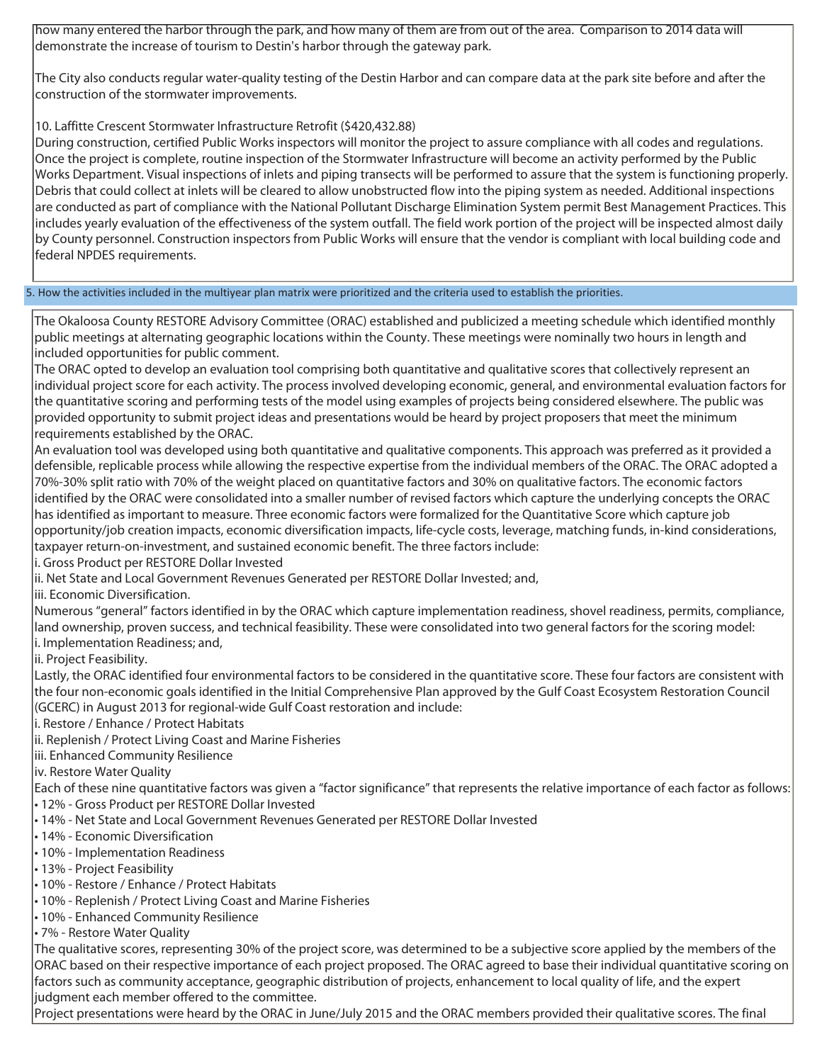how many entered the harbor through the park, and how many of them are from out of the area. Comparison to 2014 data will demonstrate the increase of tourism to Destin's harbor through the gateway park.

The City also conducts regular water-quality testing of the Destin Harbor and can compare data at the park site before and after the construction of the stormwater improvements.

10. Laffitte Crescent Stormwater Infrastructure Retrofit ($420,432.88)
During construction, certified Public Works inspectors will monitor the project to assure compliance with all codes and regulations. Once the project is complete, routine inspection of the Stormwater Infrastructure will become an activity performed by the Public Works Department. Visual inspections of inlets and piping transects will be performed to assure that the system is functioning properly. Debris that could collect at inlets will be cleared to allow unobstructed flow into the piping system as needed. Additional inspections are conducted as part of compliance with the National Pollutant Discharge Elimination System permit Best Management Practices. This includes yearly evaluation of the effectiveness of the system outfall. The field work portion of the project will be inspected almost daily by County personnel. Construction inspectors from Public Works will ensure that the vendor is compliant with local building code and federal NPDES requirements.

## 5. How the activities included in the multiyear plan matrix were prioritized and the criteria used to establish the priorities.

The Okaloosa County RESTORE Advisory Committee (ORAC) established and publicized a meeting schedule which identified monthly public meetings at alternating geographic locations within the County. These meetings were nominally two hours in length and included opportunities for public comment.
The ORAC opted to develop an evaluation tool comprising both quantitative and qualitative scores that collectively represent an individual project score for each activity. The process involved developing economic, general, and environmental evaluation factors for the quantitative scoring and performing tests of the model using examples of projects being considered elsewhere. The public was provided opportunity to submit project ideas and presentations would be heard by project proposers that meet the minimum requirements established by the ORAC.
An evaluation tool was developed using both quantitative and qualitative components. This approach was preferred as it provided a defensible, replicable process while allowing the respective expertise from the individual members of the ORAC. The ORAC adopted a 70%-30% split ratio with 70% of the weight placed on quantitative factors and 30% on qualitative factors. The economic factors identified by the ORAC were consolidated into a smaller number of revised factors which capture the underlying concepts the ORAC has identified as important to measure. Three economic factors were formalized for the Quantitative Score which capture job opportunity/job creation impacts, economic diversification impacts, life-cycle costs, leverage, matching funds, in-kind considerations, taxpayer return-on-investment, and sustained economic benefit. The three factors include:
i. Gross Product per RESTORE Dollar Invested
ii. Net State and Local Government Revenues Generated per RESTORE Dollar Invested; and,
iii. Economic Diversification.
Numerous "general" factors identified in by the ORAC which capture implementation readiness, shovel readiness, permits, compliance, land ownership, proven success, and technical feasibility. These were consolidated into two general factors for the scoring model:
i. Implementation Readiness; and,
ii. Project Feasibility.
Lastly, the ORAC identified four environmental factors to be considered in the quantitative score. These four factors are consistent with the four non-economic goals identified in the Initial Comprehensive Plan approved by the Gulf Coast Ecosystem Restoration Council (GCERC) in August 2013 for regional-wide Gulf Coast restoration and include:
i. Restore / Enhance / Protect Habitats
ii. Replenish / Protect Living Coast and Marine Fisheries
iii. Enhanced Community Resilience
iv. Restore Water Quality
Each of these nine quantitative factors was given a "factor significance" that represents the relative importance of each factor as follows:
- 12% - Gross Product per RESTORE Dollar Invested
- 14% - Net State and Local Government Revenues Generated per RESTORE Dollar Invested
- 14% - Economic Diversification
- 10% - Implementation Readiness
- 13% - Project Feasibility
- 10% - Restore / Enhance / Protect Habitats
- 10% - Replenish / Protect Living Coast and Marine Fisheries
- 10% - Enhanced Community Resilience
- 7% - Restore Water Quality

The qualitative scores, representing 30% of the project score, was determined to be a subjective score applied by the members of the ORAC based on their respective importance of each project proposed. The ORAC agreed to base their individual quantitative scoring on factors such as community acceptance, geographic distribution of projects, enhancement to local quality of life, and the expert judgment each member offered to the committee.
Project presentations were heard by the ORAC in June/July 2015 and the ORAC members provided their qualitative scores. The final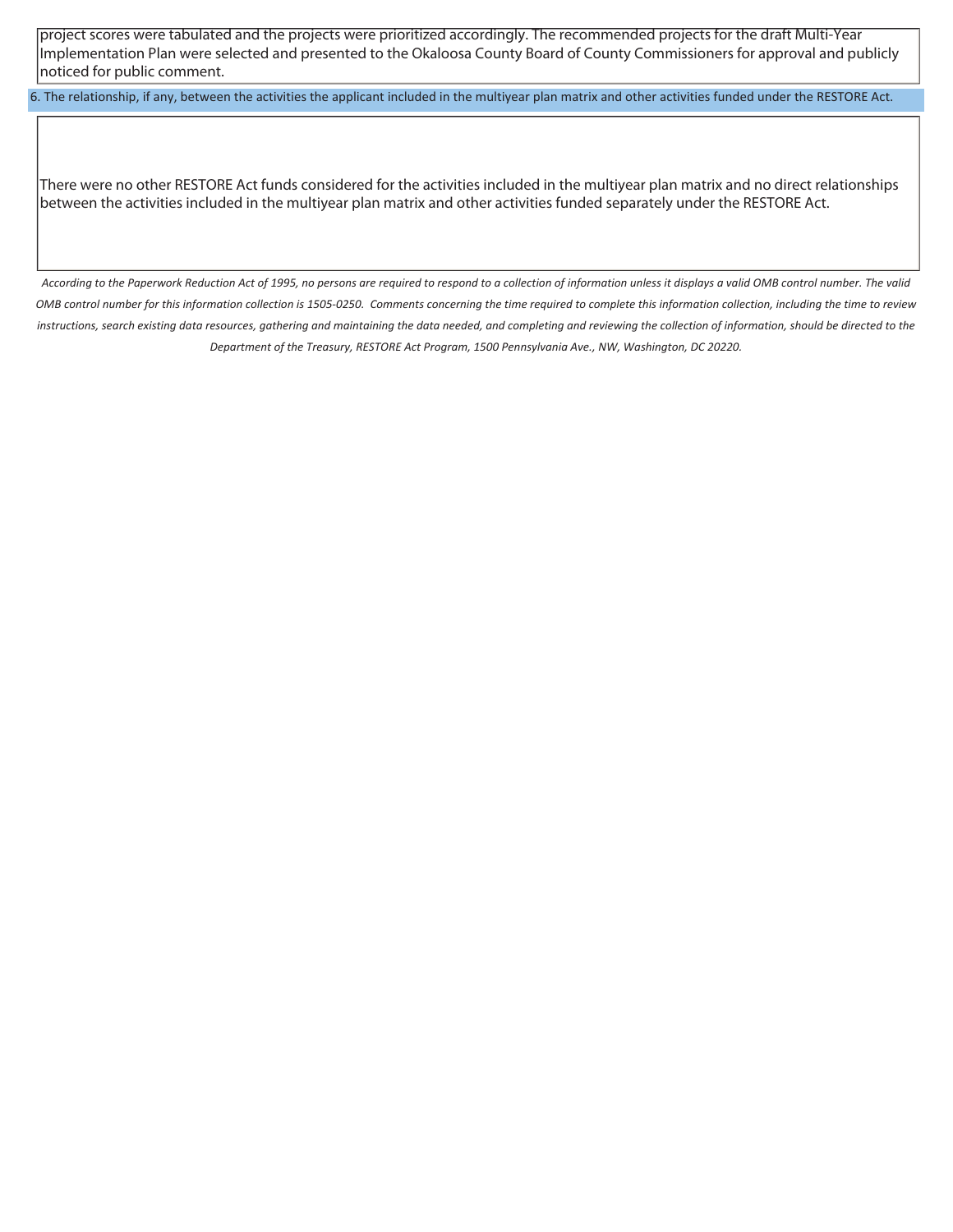project scores were tabulated and the projects were prioritized accordingly. The recommended projects for the draft Multi-Year Implementation Plan were selected and presented to the Okaloosa County Board of County Commissioners for approval and publicly noticed for public comment.

**6. The relationship, if any, between the activities the applicant included in the multiyear plan matrix and other activities funded under the RESTORE Act.**

There were no other RESTORE Act funds considered for the activities included in the multiyear plan matrix and no direct relationships between the activities included in the multiyear plan matrix and other activities funded separately under the RESTORE Act.

*According to the Paperwork Reduction Act of 1995, no persons are required to respond to a collection of information unless it displays a valid OMB control number. The valid OMB control number for this information collection is 1505-0250. Comments concerning the time required to complete this information collection, including the time to review instructions, search existing data resources, gathering and maintaining the data needed, and completing and reviewing the collection of information, should be directed to the Department of the Treasury, RESTORE Act Program, 1500 Pennsylvania Ave., NW, Washington, DC 20220.*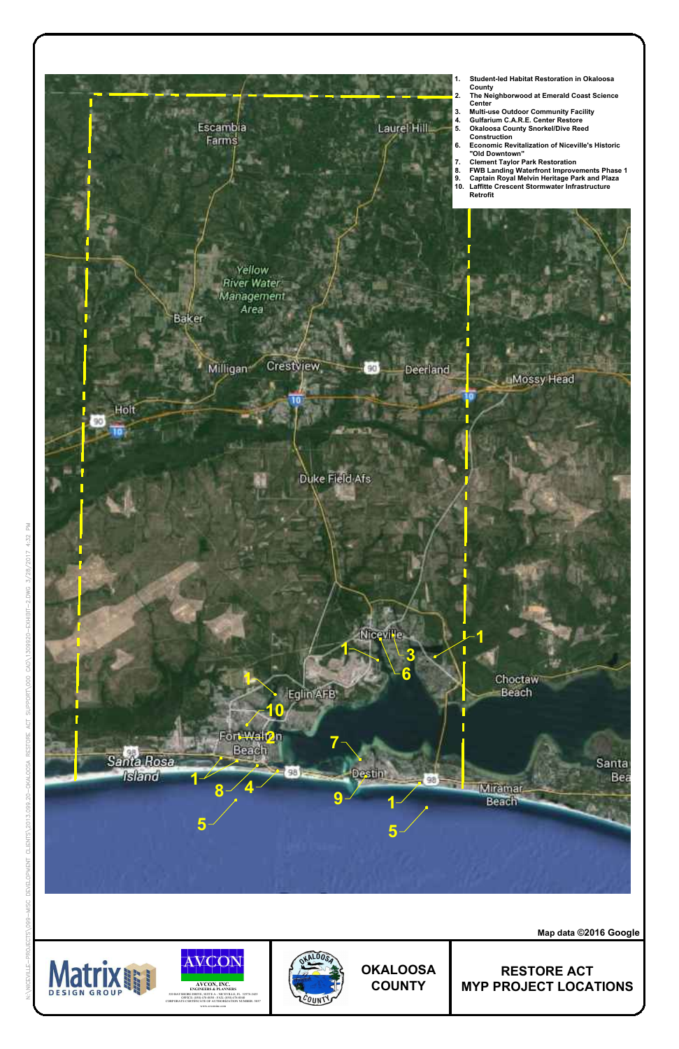1. Student-led Habitat Restoration in Okaloosa County
2. The Neighborwood at Emerald Coast Science Center
3. Multi-use Outdoor Community Facility
4. Gulfarium C.A.R.E. Center Restore
5. Okaloosa County Snorkel/Dive Reed Construction
6. Economic Revitalization of Niceville's Historic "Old Downtown"
7. Clement Taylor Park Restoration
8. FWB Landing Waterfront Improvements Phase 1
9. Captain Royal Melvin Heritage Park and Plaza
10. Laffitte Crescent Stormwater Infrastructure Retrofit

Escambia Farms
Laurel Hill
Yellow River Water Management Area
Baker
Milligan
Crestview
Deerland
Mossy Head
Holt
Duke Field Afs
Niceville
Eglin AFB
Choctaw Beach
Fort Walton Beach
Santa Rosa Island
Destin
Miramar Beach
Santa Bea

Map data ©2016 Google

Matrix DESIGN GROUP

AVCON
AVCON, INC.
ENGINEERS & PLANNERS

OKALOOSA COUNTY

RESTORE ACT
MYP PROJECT LOCATIONS